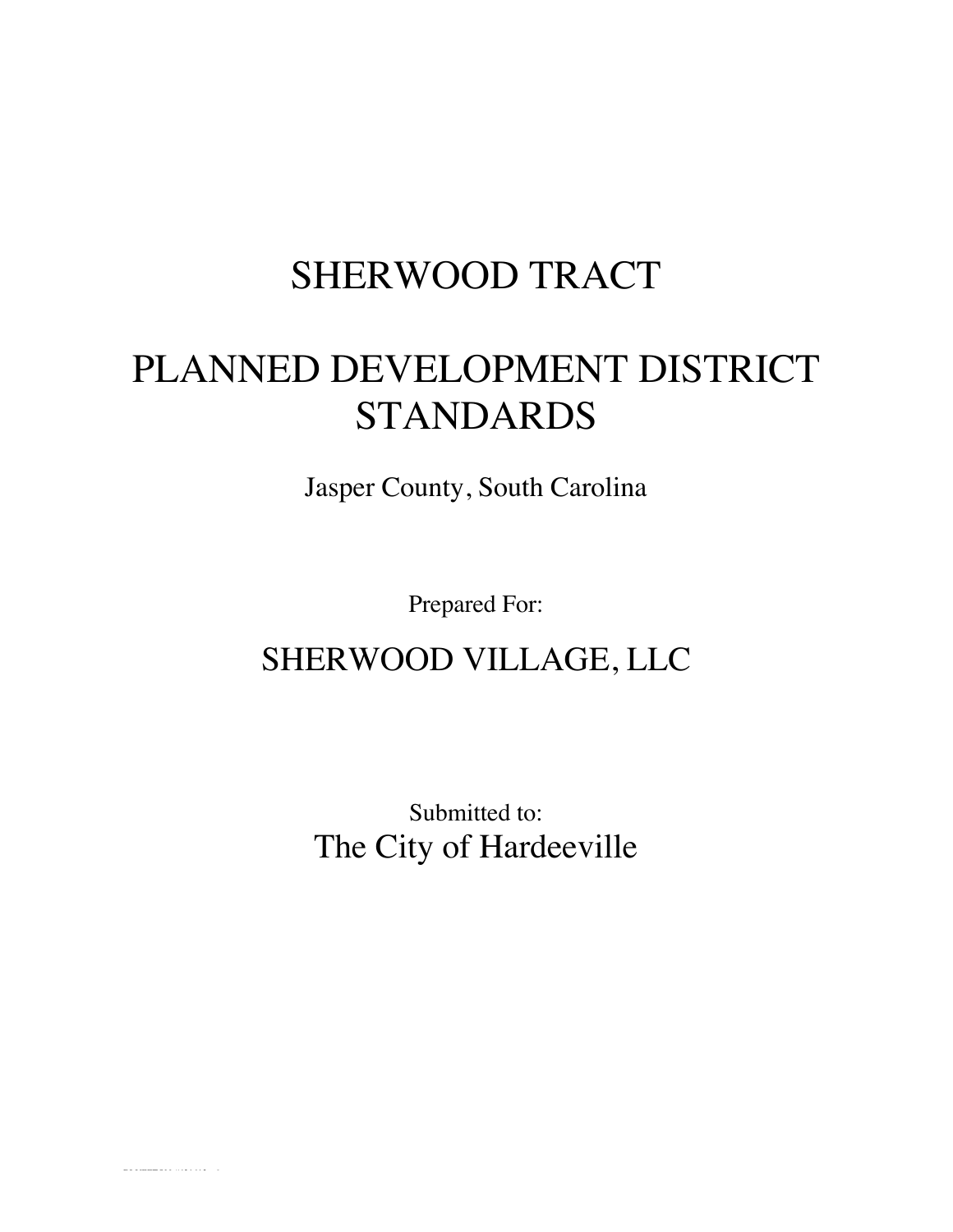# SHERWOOD TRACT

# PLANNED DEVELOPMENT DISTRICT STANDARDS

Jasper County, South Carolina

Prepared For:

## SHERWOOD VILLAGE, LLC

Submitted to:

## The City of Hardeeville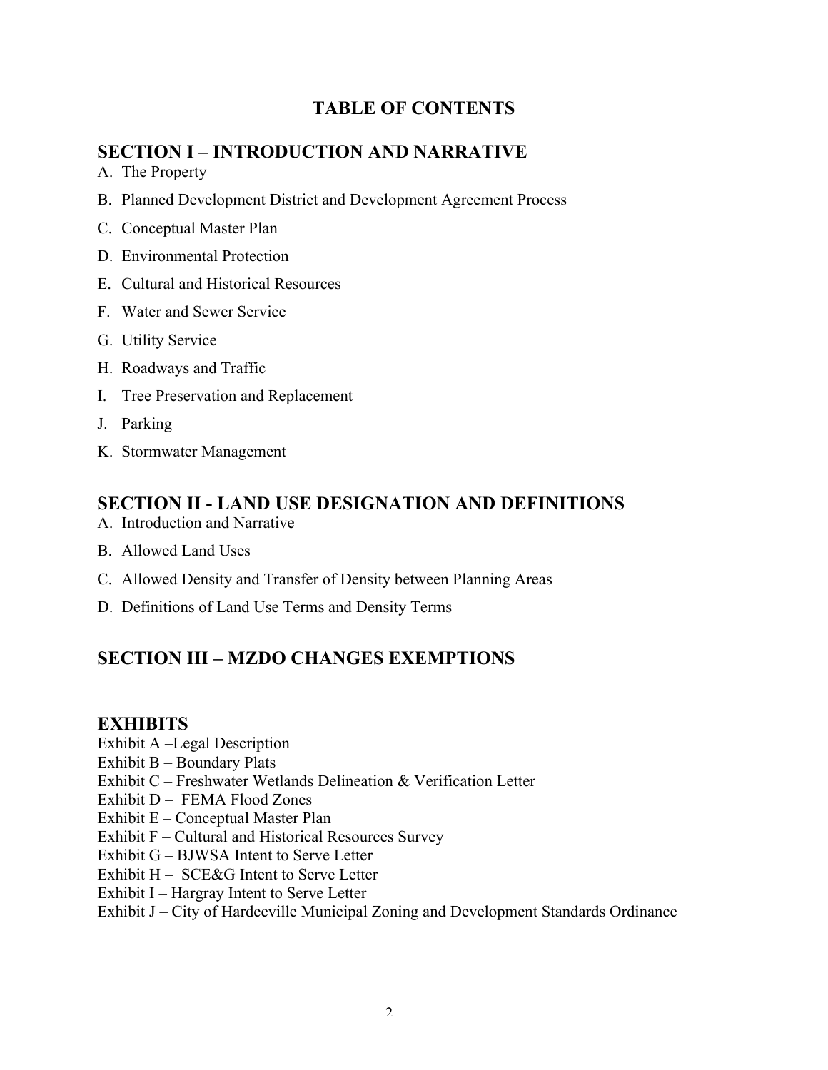# TABLE OF CONTENTS

## SECTION I – INTRODUCTION AND NARRATIVE

A. The Property

B. Planned Development District and Development Agreement Process

C. Conceptual Master Plan

D. Environmental Protection

E. Cultural and Historical Resources

F. Water and Sewer Service

G. Utility Service

H. Roadways and Traffic

I. Tree Preservation and Replacement

J. Parking

K. Stormwater Management

## SECTION II - LAND USE DESIGNATION AND DEFINITIONS

A. Introduction and Narrative

B. Allowed Land Uses

C. Allowed Density and Transfer of Density between Planning Areas

D. Definitions of Land Use Terms and Density Terms

## SECTION III – MZDO CHANGES EXEMPTIONS

## EXHIBITS

Exhibit A –Legal Description
Exhibit B – Boundary Plats
Exhibit C – Freshwater Wetlands Delineation & Verification Letter
Exhibit D – FEMA Flood Zones
Exhibit E – Conceptual Master Plan
Exhibit F – Cultural and Historical Resources Survey
Exhibit G – BJWSA Intent to Serve Letter
Exhibit H – SCE&G Intent to Serve Letter
Exhibit I – Hargray Intent to Serve Letter
Exhibit J – City of Hardeeville Municipal Zoning and Development Standards Ordinance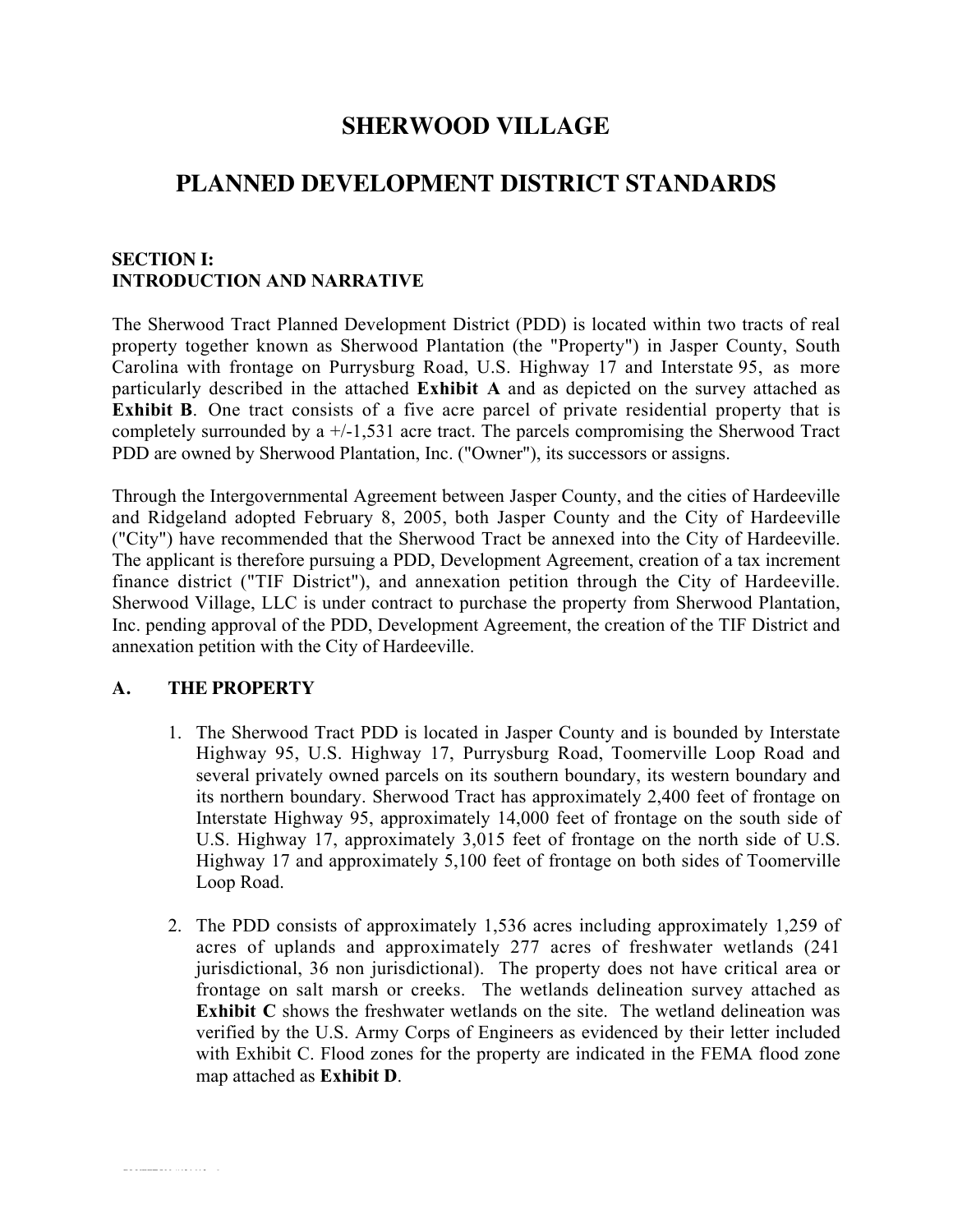# SHERWOOD VILLAGE

# PLANNED DEVELOPMENT DISTRICT STANDARDS

## SECTION I:
## INTRODUCTION AND NARRATIVE

The Sherwood Tract Planned Development District (PDD) is located within two tracts of real property together known as Sherwood Plantation (the "Property") in Jasper County, South Carolina with frontage on Purrysburg Road, U.S. Highway 17 and Interstate 95, as more particularly described in the attached **Exhibit A** and as depicted on the survey attached as **Exhibit B**. One tract consists of a five acre parcel of private residential property that is completely surrounded by a +/-1,531 acre tract. The parcels compromising the Sherwood Tract PDD are owned by Sherwood Plantation, Inc. ("Owner"), its successors or assigns.

Through the Intergovernmental Agreement between Jasper County, and the cities of Hardeeville and Ridgeland adopted February 8, 2005, both Jasper County and the City of Hardeeville ("City") have recommended that the Sherwood Tract be annexed into the City of Hardeeville. The applicant is therefore pursuing a PDD, Development Agreement, creation of a tax increment finance district ("TIF District"), and annexation petition through the City of Hardeeville. Sherwood Village, LLC is under contract to purchase the property from Sherwood Plantation, Inc. pending approval of the PDD, Development Agreement, the creation of the TIF District and annexation petition with the City of Hardeeville.

### A. THE PROPERTY

1. The Sherwood Tract PDD is located in Jasper County and is bounded by Interstate Highway 95, U.S. Highway 17, Purrysburg Road, Toomerville Loop Road and several privately owned parcels on its southern boundary, its western boundary and its northern boundary. Sherwood Tract has approximately 2,400 feet of frontage on Interstate Highway 95, approximately 14,000 feet of frontage on the south side of U.S. Highway 17, approximately 3,015 feet of frontage on the north side of U.S. Highway 17 and approximately 5,100 feet of frontage on both sides of Toomerville Loop Road.

2. The PDD consists of approximately 1,536 acres including approximately 1,259 of acres of uplands and approximately 277 acres of freshwater wetlands (241 jurisdictional, 36 non jurisdictional). The property does not have critical area or frontage on salt marsh or creeks. The wetlands delineation survey attached as **Exhibit C** shows the freshwater wetlands on the site. The wetland delineation was verified by the U.S. Army Corps of Engineers as evidenced by their letter included with Exhibit C. Flood zones for the property are indicated in the FEMA flood zone map attached as **Exhibit D**.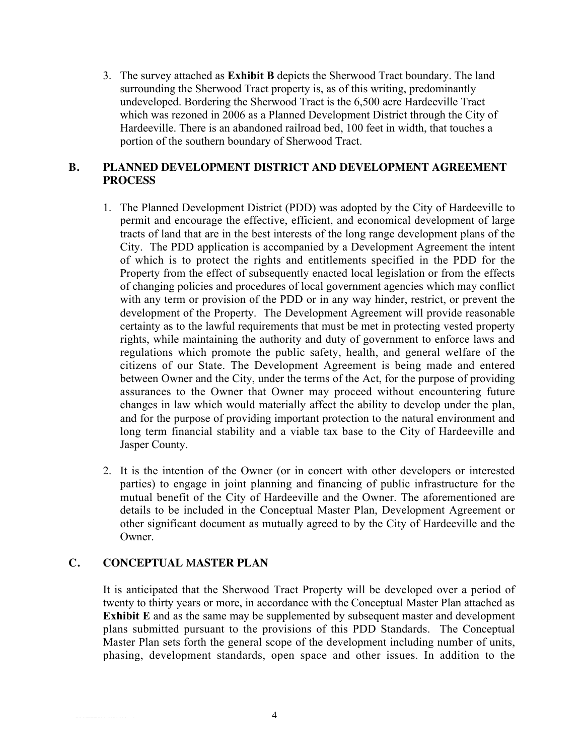3. The survey attached as **Exhibit B** depicts the Sherwood Tract boundary. The land surrounding the Sherwood Tract property is, as of this writing, predominantly undeveloped. Bordering the Sherwood Tract is the 6,500 acre Hardeeville Tract which was rezoned in 2006 as a Planned Development District through the City of Hardeeville. There is an abandoned railroad bed, 100 feet in width, that touches a portion of the southern boundary of Sherwood Tract.

## B. PLANNED DEVELOPMENT DISTRICT AND DEVELOPMENT AGREEMENT PROCESS

1. The Planned Development District (PDD) was adopted by the City of Hardeeville to permit and encourage the effective, efficient, and economical development of large tracts of land that are in the best interests of the long range development plans of the City. The PDD application is accompanied by a Development Agreement the intent of which is to protect the rights and entitlements specified in the PDD for the Property from the effect of subsequently enacted local legislation or from the effects of changing policies and procedures of local government agencies which may conflict with any term or provision of the PDD or in any way hinder, restrict, or prevent the development of the Property. The Development Agreement will provide reasonable certainty as to the lawful requirements that must be met in protecting vested property rights, while maintaining the authority and duty of government to enforce laws and regulations which promote the public safety, health, and general welfare of the citizens of our State. The Development Agreement is being made and entered between Owner and the City, under the terms of the Act, for the purpose of providing assurances to the Owner that Owner may proceed without encountering future changes in law which would materially affect the ability to develop under the plan, and for the purpose of providing important protection to the natural environment and long term financial stability and a viable tax base to the City of Hardeeville and Jasper County.

2. It is the intention of the Owner (or in concert with other developers or interested parties) to engage in joint planning and financing of public infrastructure for the mutual benefit of the City of Hardeeville and the Owner. The aforementioned are details to be included in the Conceptual Master Plan, Development Agreement or other significant document as mutually agreed to by the City of Hardeeville and the Owner.

## C. CONCEPTUAL MASTER PLAN

It is anticipated that the Sherwood Tract Property will be developed over a period of twenty to thirty years or more, in accordance with the Conceptual Master Plan attached as **Exhibit E** and as the same may be supplemented by subsequent master and development plans submitted pursuant to the provisions of this PDD Standards. The Conceptual Master Plan sets forth the general scope of the development including number of units, phasing, development standards, open space and other issues. In addition to the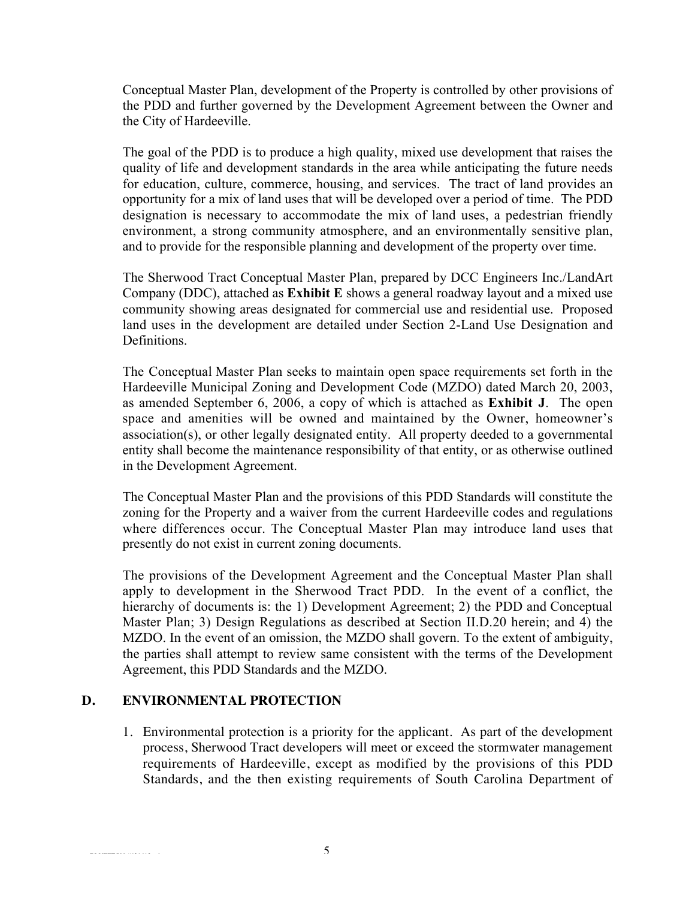Conceptual Master Plan, development of the Property is controlled by other provisions of the PDD and further governed by the Development Agreement between the Owner and the City of Hardeeville.

The goal of the PDD is to produce a high quality, mixed use development that raises the quality of life and development standards in the area while anticipating the future needs for education, culture, commerce, housing, and services. The tract of land provides an opportunity for a mix of land uses that will be developed over a period of time. The PDD designation is necessary to accommodate the mix of land uses, a pedestrian friendly environment, a strong community atmosphere, and an environmentally sensitive plan, and to provide for the responsible planning and development of the property over time.

The Sherwood Tract Conceptual Master Plan, prepared by DCC Engineers Inc./LandArt Company (DDC), attached as **Exhibit E** shows a general roadway layout and a mixed use community showing areas designated for commercial use and residential use. Proposed land uses in the development are detailed under Section 2-Land Use Designation and Definitions.

The Conceptual Master Plan seeks to maintain open space requirements set forth in the Hardeeville Municipal Zoning and Development Code (MZDO) dated March 20, 2003, as amended September 6, 2006, a copy of which is attached as **Exhibit J**. The open space and amenities will be owned and maintained by the Owner, homeowner's association(s), or other legally designated entity. All property deeded to a governmental entity shall become the maintenance responsibility of that entity, or as otherwise outlined in the Development Agreement.

The Conceptual Master Plan and the provisions of this PDD Standards will constitute the zoning for the Property and a waiver from the current Hardeeville codes and regulations where differences occur. The Conceptual Master Plan may introduce land uses that presently do not exist in current zoning documents.

The provisions of the Development Agreement and the Conceptual Master Plan shall apply to development in the Sherwood Tract PDD. In the event of a conflict, the hierarchy of documents is: the 1) Development Agreement; 2) the PDD and Conceptual Master Plan; 3) Design Regulations as described at Section II.D.20 herein; and 4) the MZDO. In the event of an omission, the MZDO shall govern. To the extent of ambiguity, the parties shall attempt to review same consistent with the terms of the Development Agreement, this PDD Standards and the MZDO.

## D. ENVIRONMENTAL PROTECTION

1. Environmental protection is a priority for the applicant. As part of the development process, Sherwood Tract developers will meet or exceed the stormwater management requirements of Hardeeville, except as modified by the provisions of this PDD Standards, and the then existing requirements of South Carolina Department of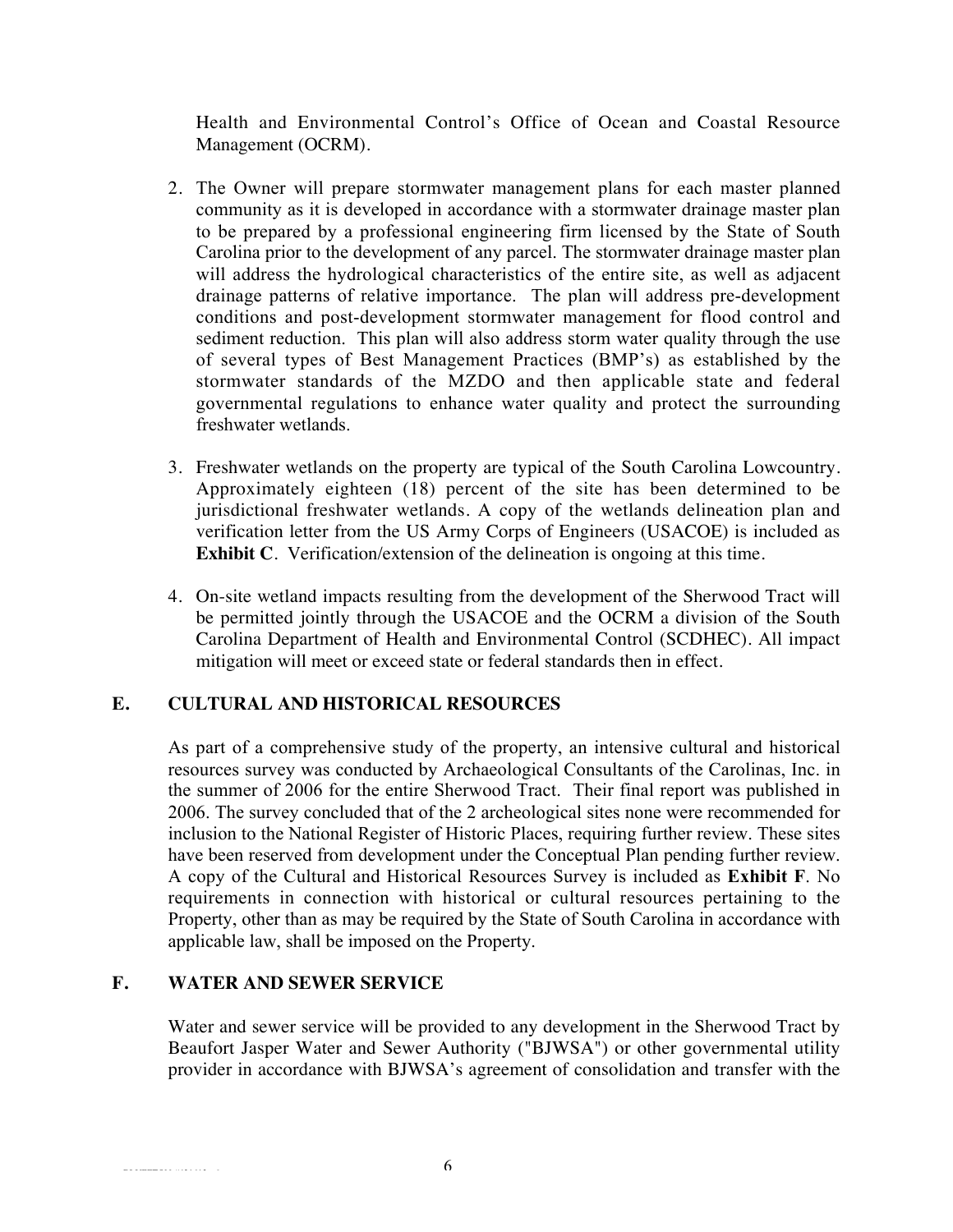Health and Environmental Control's Office of Ocean and Coastal Resource Management (OCRM).

2. The Owner will prepare stormwater management plans for each master planned community as it is developed in accordance with a stormwater drainage master plan to be prepared by a professional engineering firm licensed by the State of South Carolina prior to the development of any parcel. The stormwater drainage master plan will address the hydrological characteristics of the entire site, as well as adjacent drainage patterns of relative importance. The plan will address pre-development conditions and post-development stormwater management for flood control and sediment reduction. This plan will also address storm water quality through the use of several types of Best Management Practices (BMP's) as established by the stormwater standards of the MZDO and then applicable state and federal governmental regulations to enhance water quality and protect the surrounding freshwater wetlands.

3. Freshwater wetlands on the property are typical of the South Carolina Lowcountry. Approximately eighteen (18) percent of the site has been determined to be jurisdictional freshwater wetlands. A copy of the wetlands delineation plan and verification letter from the US Army Corps of Engineers (USACOE) is included as **Exhibit C**. Verification/extension of the delineation is ongoing at this time.

4. On-site wetland impacts resulting from the development of the Sherwood Tract will be permitted jointly through the USACOE and the OCRM a division of the South Carolina Department of Health and Environmental Control (SCDHEC). All impact mitigation will meet or exceed state or federal standards then in effect.

## E. CULTURAL AND HISTORICAL RESOURCES

As part of a comprehensive study of the property, an intensive cultural and historical resources survey was conducted by Archaeological Consultants of the Carolinas, Inc. in the summer of 2006 for the entire Sherwood Tract. Their final report was published in 2006. The survey concluded that of the 2 archeological sites none were recommended for inclusion to the National Register of Historic Places, requiring further review. These sites have been reserved from development under the Conceptual Plan pending further review. A copy of the Cultural and Historical Resources Survey is included as **Exhibit F**. No requirements in connection with historical or cultural resources pertaining to the Property, other than as may be required by the State of South Carolina in accordance with applicable law, shall be imposed on the Property.

## F. WATER AND SEWER SERVICE

Water and sewer service will be provided to any development in the Sherwood Tract by Beaufort Jasper Water and Sewer Authority ("BJWSA") or other governmental utility provider in accordance with BJWSA's agreement of consolidation and transfer with the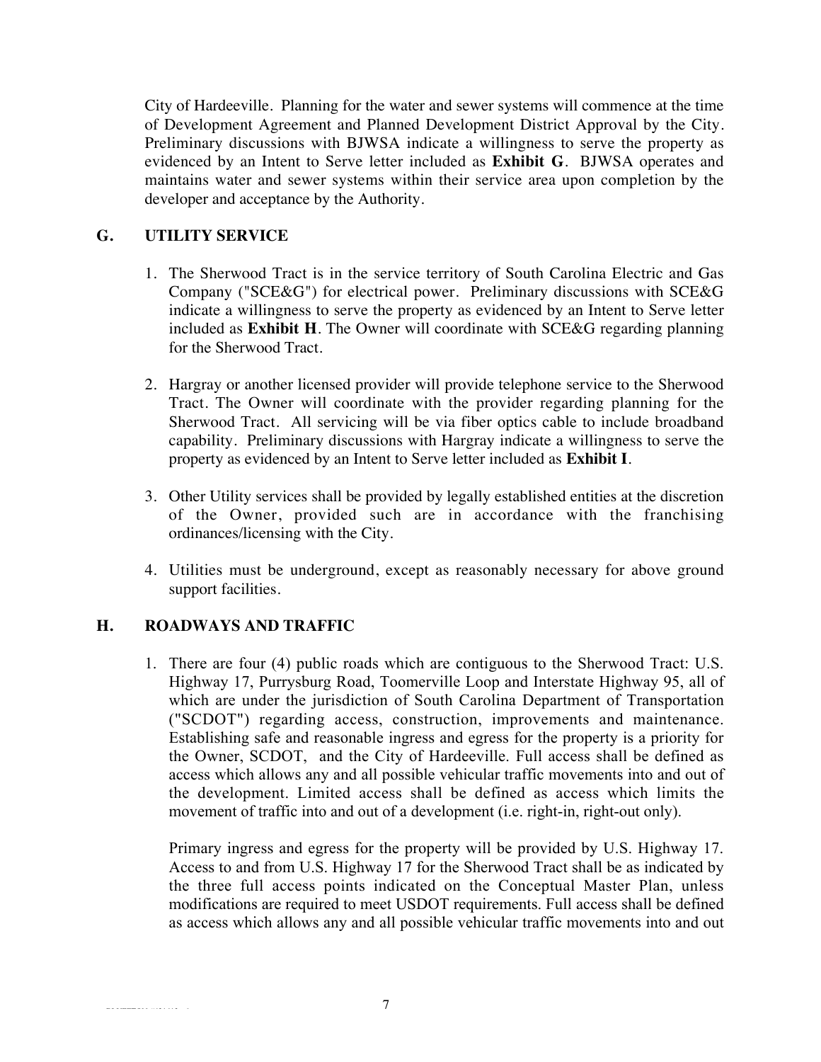City of Hardeeville. Planning for the water and sewer systems will commence at the time of Development Agreement and Planned Development District Approval by the City. Preliminary discussions with BJWSA indicate a willingness to serve the property as evidenced by an Intent to Serve letter included as **Exhibit G**. BJWSA operates and maintains water and sewer systems within their service area upon completion by the developer and acceptance by the Authority.

## G. UTILITY SERVICE

1. The Sherwood Tract is in the service territory of South Carolina Electric and Gas Company ("SCE&G") for electrical power. Preliminary discussions with SCE&G indicate a willingness to serve the property as evidenced by an Intent to Serve letter included as **Exhibit H**. The Owner will coordinate with SCE&G regarding planning for the Sherwood Tract.

2. Hargray or another licensed provider will provide telephone service to the Sherwood Tract. The Owner will coordinate with the provider regarding planning for the Sherwood Tract. All servicing will be via fiber optics cable to include broadband capability. Preliminary discussions with Hargray indicate a willingness to serve the property as evidenced by an Intent to Serve letter included as **Exhibit I**.

3. Other Utility services shall be provided by legally established entities at the discretion of the Owner, provided such are in accordance with the franchising ordinances/licensing with the City.

4. Utilities must be underground, except as reasonably necessary for above ground support facilities.

## H. ROADWAYS AND TRAFFIC

1. There are four (4) public roads which are contiguous to the Sherwood Tract: U.S. Highway 17, Purrysburg Road, Toomerville Loop and Interstate Highway 95, all of which are under the jurisdiction of South Carolina Department of Transportation ("SCDOT") regarding access, construction, improvements and maintenance. Establishing safe and reasonable ingress and egress for the property is a priority for the Owner, SCDOT, and the City of Hardeeville. Full access shall be defined as access which allows any and all possible vehicular traffic movements into and out of the development. Limited access shall be defined as access which limits the movement of traffic into and out of a development (i.e. right-in, right-out only).

   Primary ingress and egress for the property will be provided by U.S. Highway 17. Access to and from U.S. Highway 17 for the Sherwood Tract shall be as indicated by the three full access points indicated on the Conceptual Master Plan, unless modifications are required to meet USDOT requirements. Full access shall be defined as access which allows any and all possible vehicular traffic movements into and out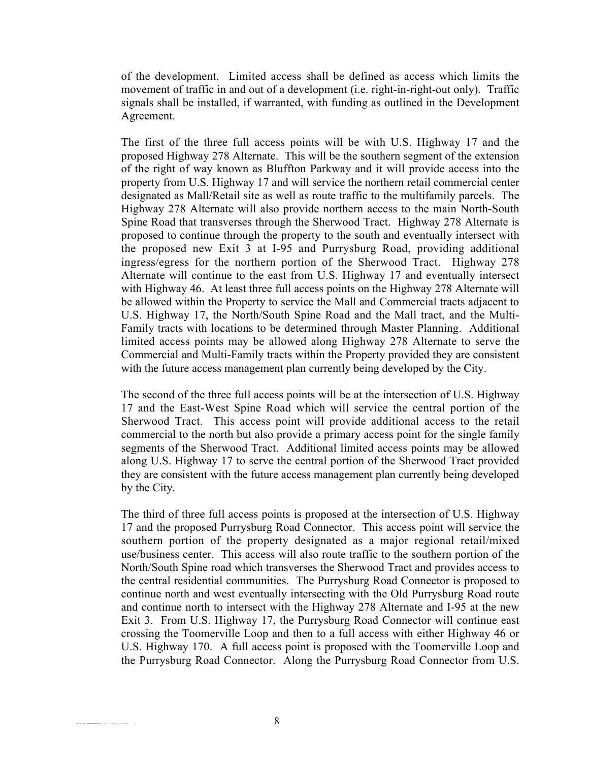of the development. Limited access shall be defined as access which limits the movement of traffic in and out of a development (i.e. right-in-right-out only). Traffic signals shall be installed, if warranted, with funding as outlined in the Development Agreement.

The first of the three full access points will be with U.S. Highway 17 and the proposed Highway 278 Alternate. This will be the southern segment of the extension of the right of way known as Bluffton Parkway and it will provide access into the property from U.S. Highway 17 and will service the northern retail commercial center designated as Mall/Retail site as well as route traffic to the multifamily parcels. The Highway 278 Alternate will also provide northern access to the main North-South Spine Road that transverses through the Sherwood Tract. Highway 278 Alternate is proposed to continue through the property to the south and eventually intersect with the proposed new Exit 3 at I-95 and Purrysburg Road, providing additional ingress/egress for the northern portion of the Sherwood Tract. Highway 278 Alternate will continue to the east from U.S. Highway 17 and eventually intersect with Highway 46. At least three full access points on the Highway 278 Alternate will be allowed within the Property to service the Mall and Commercial tracts adjacent to U.S. Highway 17, the North/South Spine Road and the Mall tract, and the Multi-Family tracts with locations to be determined through Master Planning. Additional limited access points may be allowed along Highway 278 Alternate to serve the Commercial and Multi-Family tracts within the Property provided they are consistent with the future access management plan currently being developed by the City.

The second of the three full access points will be at the intersection of U.S. Highway 17 and the East-West Spine Road which will service the central portion of the Sherwood Tract. This access point will provide additional access to the retail commercial to the north but also provide a primary access point for the single family segments of the Sherwood Tract. Additional limited access points may be allowed along U.S. Highway 17 to serve the central portion of the Sherwood Tract provided they are consistent with the future access management plan currently being developed by the City.

The third of three full access points is proposed at the intersection of U.S. Highway 17 and the proposed Purrysburg Road Connector. This access point will service the southern portion of the property designated as a major regional retail/mixed use/business center. This access will also route traffic to the southern portion of the North/South Spine road which transverses the Sherwood Tract and provides access to the central residential communities. The Purrysburg Road Connector is proposed to continue north and west eventually intersecting with the Old Purrysburg Road route and continue north to intersect with the Highway 278 Alternate and I-95 at the new Exit 3. From U.S. Highway 17, the Purrysburg Road Connector will continue east crossing the Toomerville Loop and then to a full access with either Highway 46 or U.S. Highway 170. A full access point is proposed with the Toomerville Loop and the Purrysburg Road Connector. Along the Purrysburg Road Connector from U.S.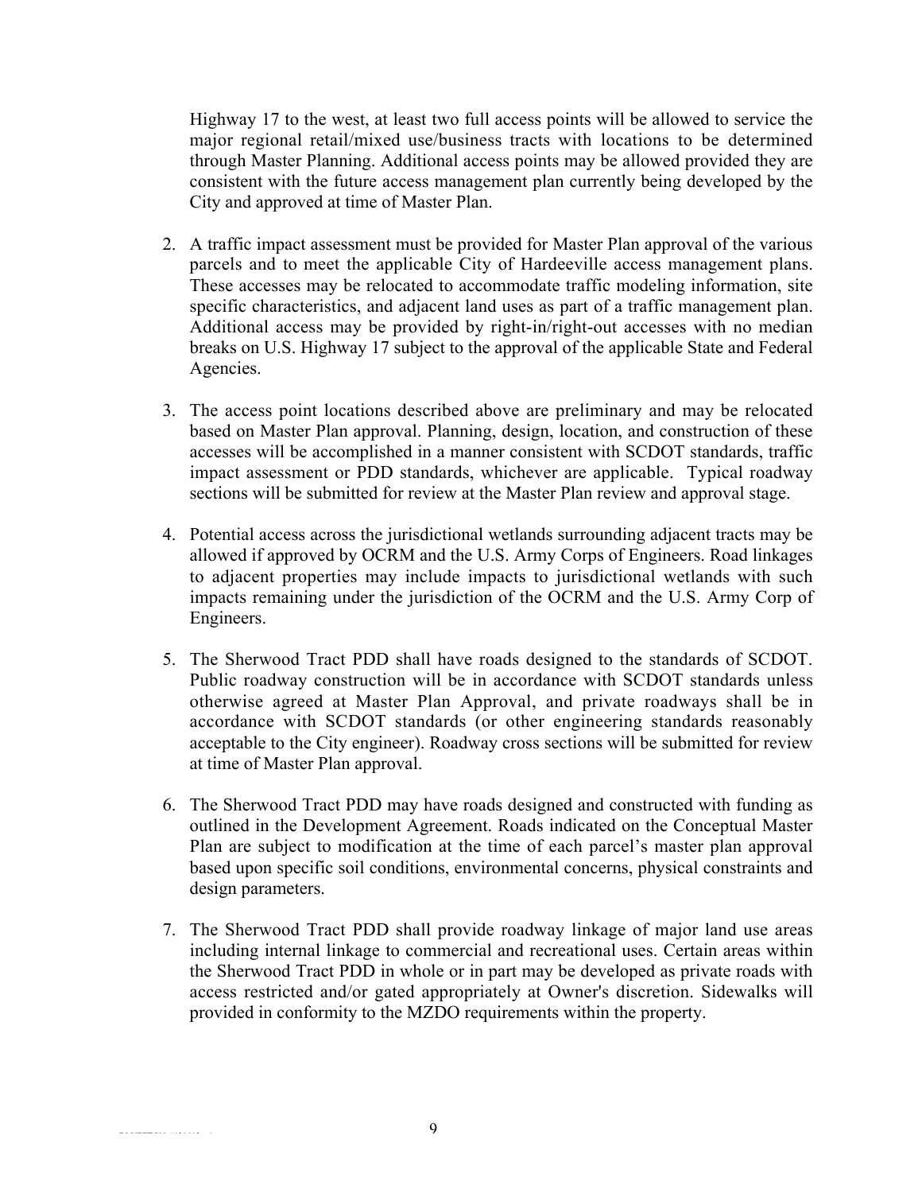Highway 17 to the west, at least two full access points will be allowed to service the major regional retail/mixed use/business tracts with locations to be determined through Master Planning. Additional access points may be allowed provided they are consistent with the future access management plan currently being developed by the City and approved at time of Master Plan.

2. A traffic impact assessment must be provided for Master Plan approval of the various parcels and to meet the applicable City of Hardeeville access management plans. These accesses may be relocated to accommodate traffic modeling information, site specific characteristics, and adjacent land uses as part of a traffic management plan. Additional access may be provided by right-in/right-out accesses with no median breaks on U.S. Highway 17 subject to the approval of the applicable State and Federal Agencies.

3. The access point locations described above are preliminary and may be relocated based on Master Plan approval. Planning, design, location, and construction of these accesses will be accomplished in a manner consistent with SCDOT standards, traffic impact assessment or PDD standards, whichever are applicable. Typical roadway sections will be submitted for review at the Master Plan review and approval stage.

4. Potential access across the jurisdictional wetlands surrounding adjacent tracts may be allowed if approved by OCRM and the U.S. Army Corps of Engineers. Road linkages to adjacent properties may include impacts to jurisdictional wetlands with such impacts remaining under the jurisdiction of the OCRM and the U.S. Army Corp of Engineers.

5. The Sherwood Tract PDD shall have roads designed to the standards of SCDOT. Public roadway construction will be in accordance with SCDOT standards unless otherwise agreed at Master Plan Approval, and private roadways shall be in accordance with SCDOT standards (or other engineering standards reasonably acceptable to the City engineer). Roadway cross sections will be submitted for review at time of Master Plan approval.

6. The Sherwood Tract PDD may have roads designed and constructed with funding as outlined in the Development Agreement. Roads indicated on the Conceptual Master Plan are subject to modification at the time of each parcel's master plan approval based upon specific soil conditions, environmental concerns, physical constraints and design parameters.

7. The Sherwood Tract PDD shall provide roadway linkage of major land use areas including internal linkage to commercial and recreational uses. Certain areas within the Sherwood Tract PDD in whole or in part may be developed as private roads with access restricted and/or gated appropriately at Owner's discretion. Sidewalks will provided in conformity to the MZDO requirements within the property.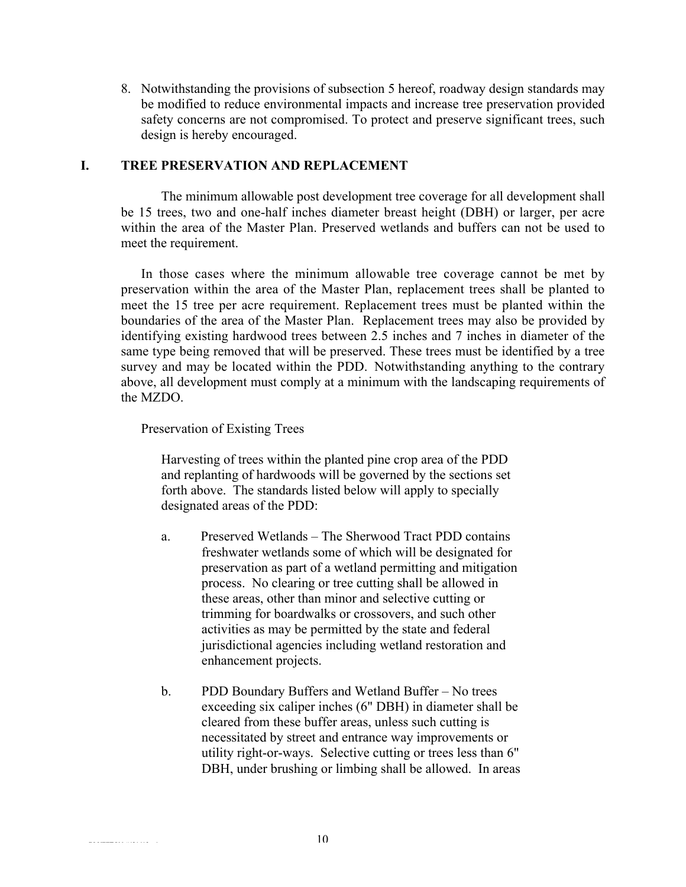8. Notwithstanding the provisions of subsection 5 hereof, roadway design standards may be modified to reduce environmental impacts and increase tree preservation provided safety concerns are not compromised. To protect and preserve significant trees, such design is hereby encouraged.

## I. TREE PRESERVATION AND REPLACEMENT

The minimum allowable post development tree coverage for all development shall be 15 trees, two and one-half inches diameter breast height (DBH) or larger, per acre within the area of the Master Plan. Preserved wetlands and buffers can not be used to meet the requirement.

In those cases where the minimum allowable tree coverage cannot be met by preservation within the area of the Master Plan, replacement trees shall be planted to meet the 15 tree per acre requirement. Replacement trees must be planted within the boundaries of the area of the Master Plan. Replacement trees may also be provided by identifying existing hardwood trees between 2.5 inches and 7 inches in diameter of the same type being removed that will be preserved. These trees must be identified by a tree survey and may be located within the PDD. Notwithstanding anything to the contrary above, all development must comply at a minimum with the landscaping requirements of the MZDO.

Preservation of Existing Trees

Harvesting of trees within the planted pine crop area of the PDD and replanting of hardwoods will be governed by the sections set forth above. The standards listed below will apply to specially designated areas of the PDD:

a. Preserved Wetlands – The Sherwood Tract PDD contains freshwater wetlands some of which will be designated for preservation as part of a wetland permitting and mitigation process. No clearing or tree cutting shall be allowed in these areas, other than minor and selective cutting or trimming for boardwalks or crossovers, and such other activities as may be permitted by the state and federal jurisdictional agencies including wetland restoration and enhancement projects.

b. PDD Boundary Buffers and Wetland Buffer – No trees exceeding six caliper inches (6" DBH) in diameter shall be cleared from these buffer areas, unless such cutting is necessitated by street and entrance way improvements or utility right-or-ways. Selective cutting or trees less than 6" DBH, under brushing or limbing shall be allowed. In areas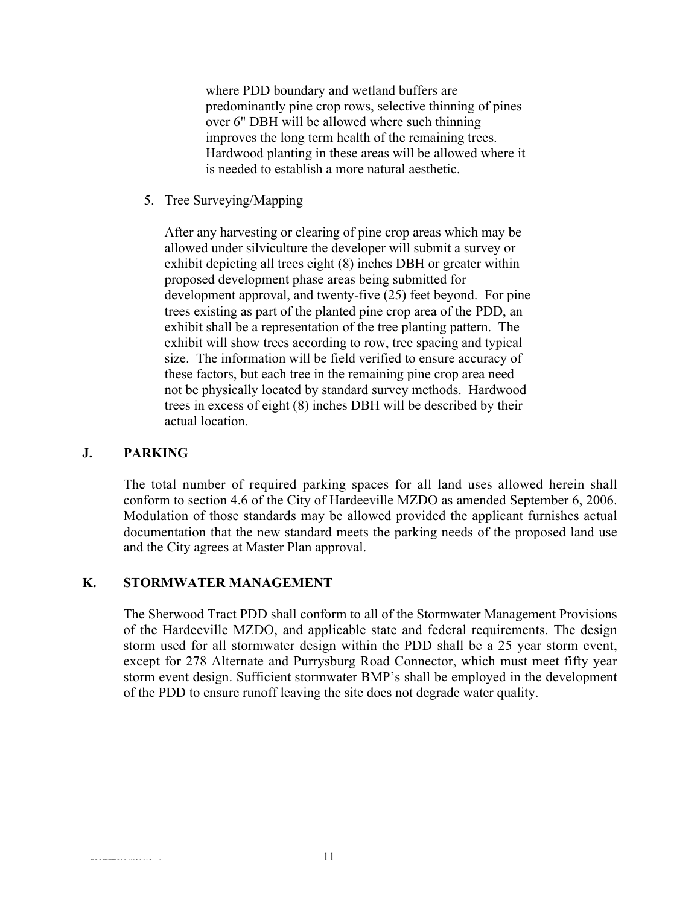where PDD boundary and wetland buffers are predominantly pine crop rows, selective thinning of pines over 6" DBH will be allowed where such thinning improves the long term health of the remaining trees. Hardwood planting in these areas will be allowed where it is needed to establish a more natural aesthetic.

5. Tree Surveying/Mapping

   After any harvesting or clearing of pine crop areas which may be allowed under silviculture the developer will submit a survey or exhibit depicting all trees eight (8) inches DBH or greater within proposed development phase areas being submitted for development approval, and twenty-five (25) feet beyond. For pine trees existing as part of the planted pine crop area of the PDD, an exhibit shall be a representation of the tree planting pattern. The exhibit will show trees according to row, tree spacing and typical size. The information will be field verified to ensure accuracy of these factors, but each tree in the remaining pine crop area need not be physically located by standard survey methods. Hardwood trees in excess of eight (8) inches DBH will be described by their actual location.

## J. PARKING

The total number of required parking spaces for all land uses allowed herein shall conform to section 4.6 of the City of Hardeeville MZDO as amended September 6, 2006. Modulation of those standards may be allowed provided the applicant furnishes actual documentation that the new standard meets the parking needs of the proposed land use and the City agrees at Master Plan approval.

## K. STORMWATER MANAGEMENT

The Sherwood Tract PDD shall conform to all of the Stormwater Management Provisions of the Hardeeville MZDO, and applicable state and federal requirements. The design storm used for all stormwater design within the PDD shall be a 25 year storm event, except for 278 Alternate and Purrysburg Road Connector, which must meet fifty year storm event design. Sufficient stormwater BMP's shall be employed in the development of the PDD to ensure runoff leaving the site does not degrade water quality.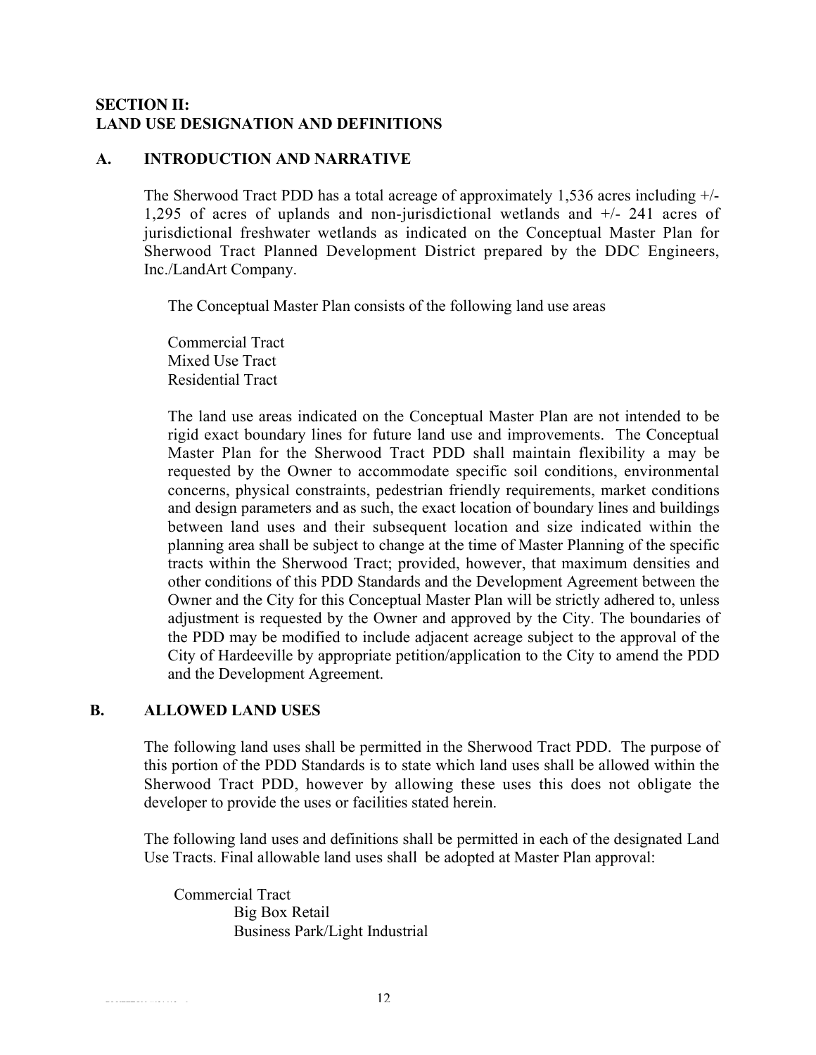**SECTION II:**
**LAND USE DESIGNATION AND DEFINITIONS**

**A. INTRODUCTION AND NARRATIVE**

The Sherwood Tract PDD has a total acreage of approximately 1,536 acres including +/- 1,295 of acres of uplands and non-jurisdictional wetlands and +/- 241 acres of jurisdictional freshwater wetlands as indicated on the Conceptual Master Plan for Sherwood Tract Planned Development District prepared by the DDC Engineers, Inc./LandArt Company.

The Conceptual Master Plan consists of the following land use areas

Commercial Tract
Mixed Use Tract
Residential Tract

The land use areas indicated on the Conceptual Master Plan are not intended to be rigid exact boundary lines for future land use and improvements. The Conceptual Master Plan for the Sherwood Tract PDD shall maintain flexibility a may be requested by the Owner to accommodate specific soil conditions, environmental concerns, physical constraints, pedestrian friendly requirements, market conditions and design parameters and as such, the exact location of boundary lines and buildings between land uses and their subsequent location and size indicated within the planning area shall be subject to change at the time of Master Planning of the specific tracts within the Sherwood Tract; provided, however, that maximum densities and other conditions of this PDD Standards and the Development Agreement between the Owner and the City for this Conceptual Master Plan will be strictly adhered to, unless adjustment is requested by the Owner and approved by the City. The boundaries of the PDD may be modified to include adjacent acreage subject to the approval of the City of Hardeeville by appropriate petition/application to the City to amend the PDD and the Development Agreement.

**B. ALLOWED LAND USES**

The following land uses shall be permitted in the Sherwood Tract PDD. The purpose of this portion of the PDD Standards is to state which land uses shall be allowed within the Sherwood Tract PDD, however by allowing these uses this does not obligate the developer to provide the uses or facilities stated herein.

The following land uses and definitions shall be permitted in each of the designated Land Use Tracts. Final allowable land uses shall be adopted at Master Plan approval:

Commercial Tract
- Big Box Retail
- Business Park/Light Industrial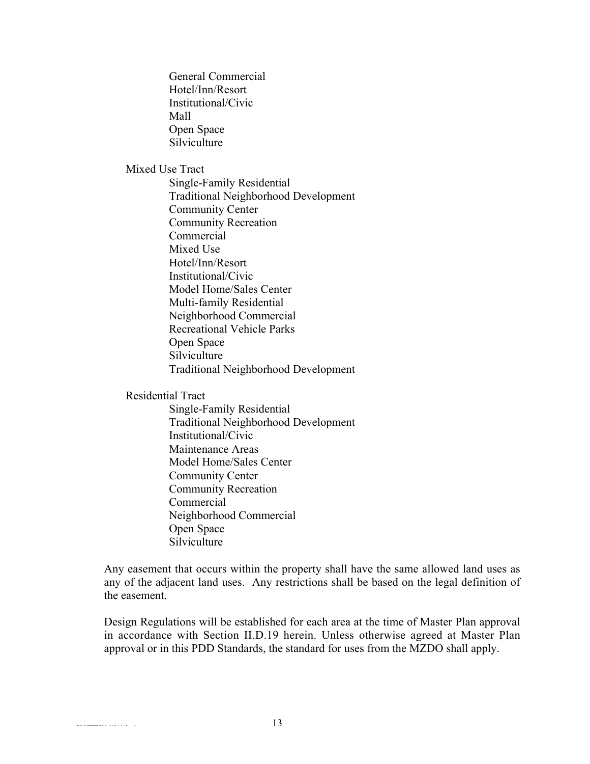- General Commercial
- Hotel/Inn/Resort
- Institutional/Civic
- Mall
- Open Space
- Silviculture

Mixed Use Tract

- Single-Family Residential
- Traditional Neighborhood Development
- Community Center
- Community Recreation
- Commercial
- Mixed Use
- Hotel/Inn/Resort
- Institutional/Civic
- Model Home/Sales Center
- Multi-family Residential
- Neighborhood Commercial
- Recreational Vehicle Parks
- Open Space
- Silviculture
- Traditional Neighborhood Development

Residential Tract

- Single-Family Residential
- Traditional Neighborhood Development
- Institutional/Civic
- Maintenance Areas
- Model Home/Sales Center
- Community Center
- Community Recreation
- Commercial
- Neighborhood Commercial
- Open Space
- Silviculture

Any easement that occurs within the property shall have the same allowed land uses as any of the adjacent land uses. Any restrictions shall be based on the legal definition of the easement.

Design Regulations will be established for each area at the time of Master Plan approval in accordance with Section II.D.19 herein. Unless otherwise agreed at Master Plan approval or in this PDD Standards, the standard for uses from the MZDO shall apply.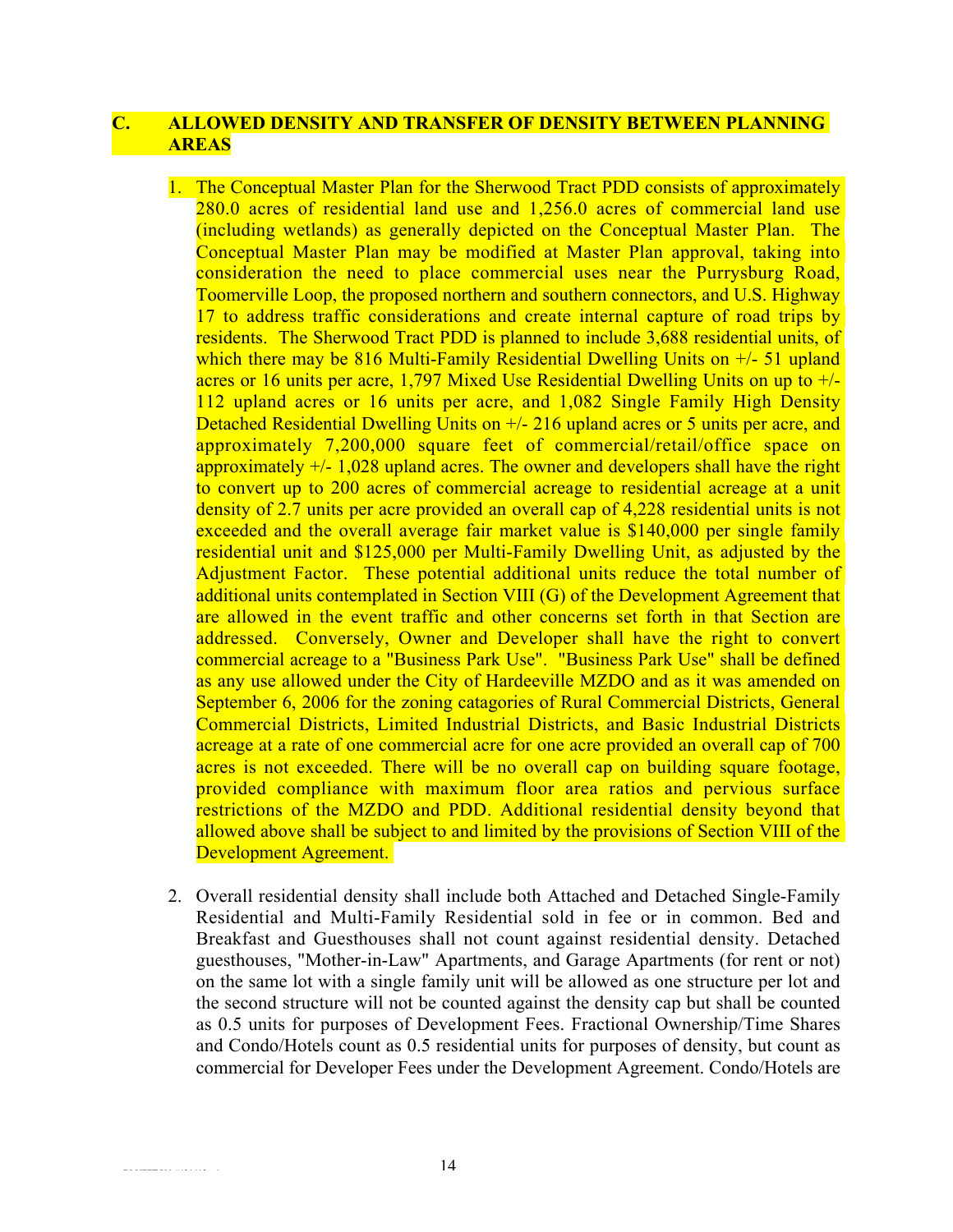## C. ALLOWED DENSITY AND TRANSFER OF DENSITY BETWEEN PLANNING AREAS

1. The Conceptual Master Plan for the Sherwood Tract PDD consists of approximately 280.0 acres of residential land use and 1,256.0 acres of commercial land use (including wetlands) as generally depicted on the Conceptual Master Plan. The Conceptual Master Plan may be modified at Master Plan approval, taking into consideration the need to place commercial uses near the Purrysburg Road, Toomerville Loop, the proposed northern and southern connectors, and U.S. Highway 17 to address traffic considerations and create internal capture of road trips by residents. The Sherwood Tract PDD is planned to include 3,688 residential units, of which there may be 816 Multi-Family Residential Dwelling Units on +/- 51 upland acres or 16 units per acre, 1,797 Mixed Use Residential Dwelling Units on up to +/- 112 upland acres or 16 units per acre, and 1,082 Single Family High Density Detached Residential Dwelling Units on +/- 216 upland acres or 5 units per acre, and approximately 7,200,000 square feet of commercial/retail/office space on approximately +/- 1,028 upland acres. The owner and developers shall have the right to convert up to 200 acres of commercial acreage to residential acreage at a unit density of 2.7 units per acre provided an overall cap of 4,228 residential units is not exceeded and the overall average fair market value is $140,000 per single family residential unit and $125,000 per Multi-Family Dwelling Unit, as adjusted by the Adjustment Factor. These potential additional units reduce the total number of additional units contemplated in Section VIII (G) of the Development Agreement that are allowed in the event traffic and other concerns set forth in that Section are addressed. Conversely, Owner and Developer shall have the right to convert commercial acreage to a "Business Park Use". "Business Park Use" shall be defined as any use allowed under the City of Hardeeville MZDO and as it was amended on September 6, 2006 for the zoning catagories of Rural Commercial Districts, General Commercial Districts, Limited Industrial Districts, and Basic Industrial Districts acreage at a rate of one commercial acre for one acre provided an overall cap of 700 acres is not exceeded. There will be no overall cap on building square footage, provided compliance with maximum floor area ratios and pervious surface restrictions of the MZDO and PDD. Additional residential density beyond that allowed above shall be subject to and limited by the provisions of Section VIII of the Development Agreement.

2. Overall residential density shall include both Attached and Detached Single-Family Residential and Multi-Family Residential sold in fee or in common. Bed and Breakfast and Guesthouses shall not count against residential density. Detached guesthouses, "Mother-in-Law" Apartments, and Garage Apartments (for rent or not) on the same lot with a single family unit will be allowed as one structure per lot and the second structure will not be counted against the density cap but shall be counted as 0.5 units for purposes of Development Fees. Fractional Ownership/Time Shares and Condo/Hotels count as 0.5 residential units for purposes of density, but count as commercial for Developer Fees under the Development Agreement. Condo/Hotels are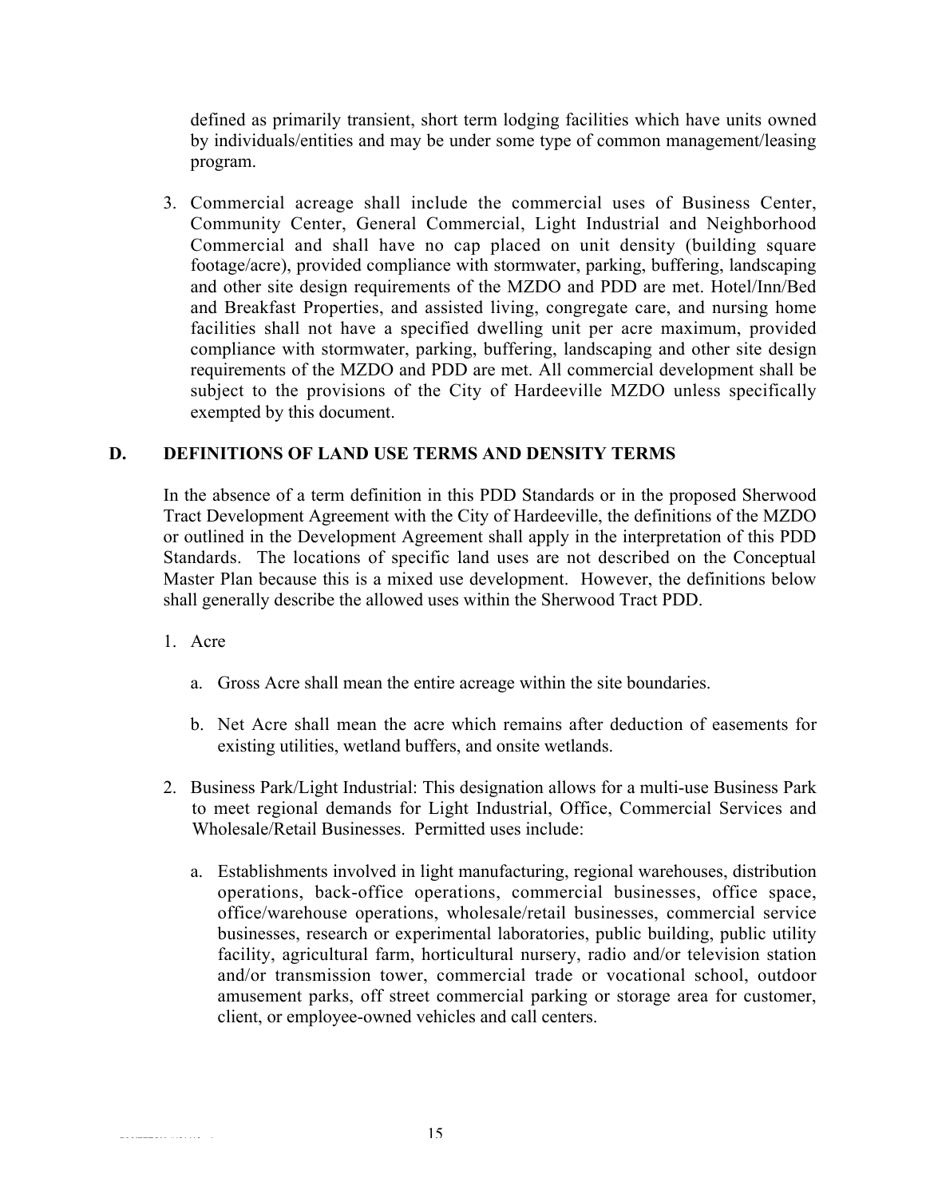defined as primarily transient, short term lodging facilities which have units owned by individuals/entities and may be under some type of common management/leasing program.

3. Commercial acreage shall include the commercial uses of Business Center, Community Center, General Commercial, Light Industrial and Neighborhood Commercial and shall have no cap placed on unit density (building square footage/acre), provided compliance with stormwater, parking, buffering, landscaping and other site design requirements of the MZDO and PDD are met. Hotel/Inn/Bed and Breakfast Properties, and assisted living, congregate care, and nursing home facilities shall not have a specified dwelling unit per acre maximum, provided compliance with stormwater, parking, buffering, landscaping and other site design requirements of the MZDO and PDD are met. All commercial development shall be subject to the provisions of the City of Hardeeville MZDO unless specifically exempted by this document.

## D. DEFINITIONS OF LAND USE TERMS AND DENSITY TERMS

In the absence of a term definition in this PDD Standards or in the proposed Sherwood Tract Development Agreement with the City of Hardeeville, the definitions of the MZDO or outlined in the Development Agreement shall apply in the interpretation of this PDD Standards. The locations of specific land uses are not described on the Conceptual Master Plan because this is a mixed use development. However, the definitions below shall generally describe the allowed uses within the Sherwood Tract PDD.

1. Acre

   a. Gross Acre shall mean the entire acreage within the site boundaries.

   b. Net Acre shall mean the acre which remains after deduction of easements for existing utilities, wetland buffers, and onsite wetlands.

2. Business Park/Light Industrial: This designation allows for a multi-use Business Park to meet regional demands for Light Industrial, Office, Commercial Services and Wholesale/Retail Businesses. Permitted uses include:

   a. Establishments involved in light manufacturing, regional warehouses, distribution operations, back-office operations, commercial businesses, office space, office/warehouse operations, wholesale/retail businesses, commercial service businesses, research or experimental laboratories, public building, public utility facility, agricultural farm, horticultural nursery, radio and/or television station and/or transmission tower, commercial trade or vocational school, outdoor amusement parks, off street commercial parking or storage area for customer, client, or employee-owned vehicles and call centers.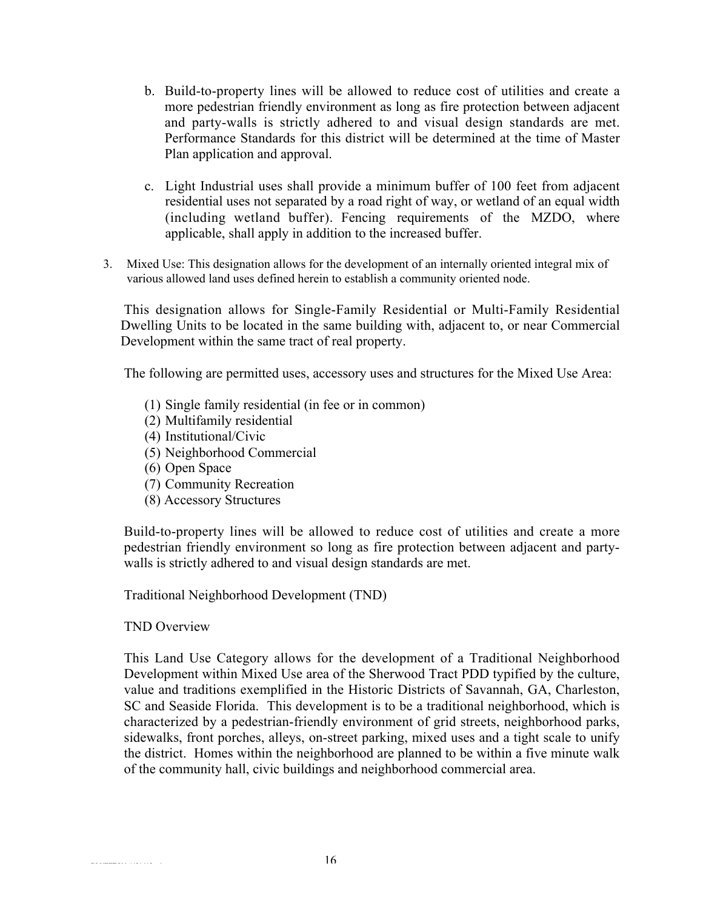b. Build-to-property lines will be allowed to reduce cost of utilities and create a more pedestrian friendly environment as long as fire protection between adjacent and party-walls is strictly adhered to and visual design standards are met. Performance Standards for this district will be determined at the time of Master Plan application and approval.

c. Light Industrial uses shall provide a minimum buffer of 100 feet from adjacent residential uses not separated by a road right of way, or wetland of an equal width (including wetland buffer). Fencing requirements of the MZDO, where applicable, shall apply in addition to the increased buffer.

3. Mixed Use: This designation allows for the development of an internally oriented integral mix of various allowed land uses defined herein to establish a community oriented node.

This designation allows for Single-Family Residential or Multi-Family Residential Dwelling Units to be located in the same building with, adjacent to, or near Commercial Development within the same tract of real property.

The following are permitted uses, accessory uses and structures for the Mixed Use Area:

(1) Single family residential (in fee or in common)
(2) Multifamily residential
(4) Institutional/Civic
(5) Neighborhood Commercial
(6) Open Space
(7) Community Recreation
(8) Accessory Structures

Build-to-property lines will be allowed to reduce cost of utilities and create a more pedestrian friendly environment so long as fire protection between adjacent and party-walls is strictly adhered to and visual design standards are met.

Traditional Neighborhood Development (TND)

TND Overview

This Land Use Category allows for the development of a Traditional Neighborhood Development within Mixed Use area of the Sherwood Tract PDD typified by the culture, value and traditions exemplified in the Historic Districts of Savannah, GA, Charleston, SC and Seaside Florida. This development is to be a traditional neighborhood, which is characterized by a pedestrian-friendly environment of grid streets, neighborhood parks, sidewalks, front porches, alleys, on-street parking, mixed uses and a tight scale to unify the district. Homes within the neighborhood are planned to be within a five minute walk of the community hall, civic buildings and neighborhood commercial area.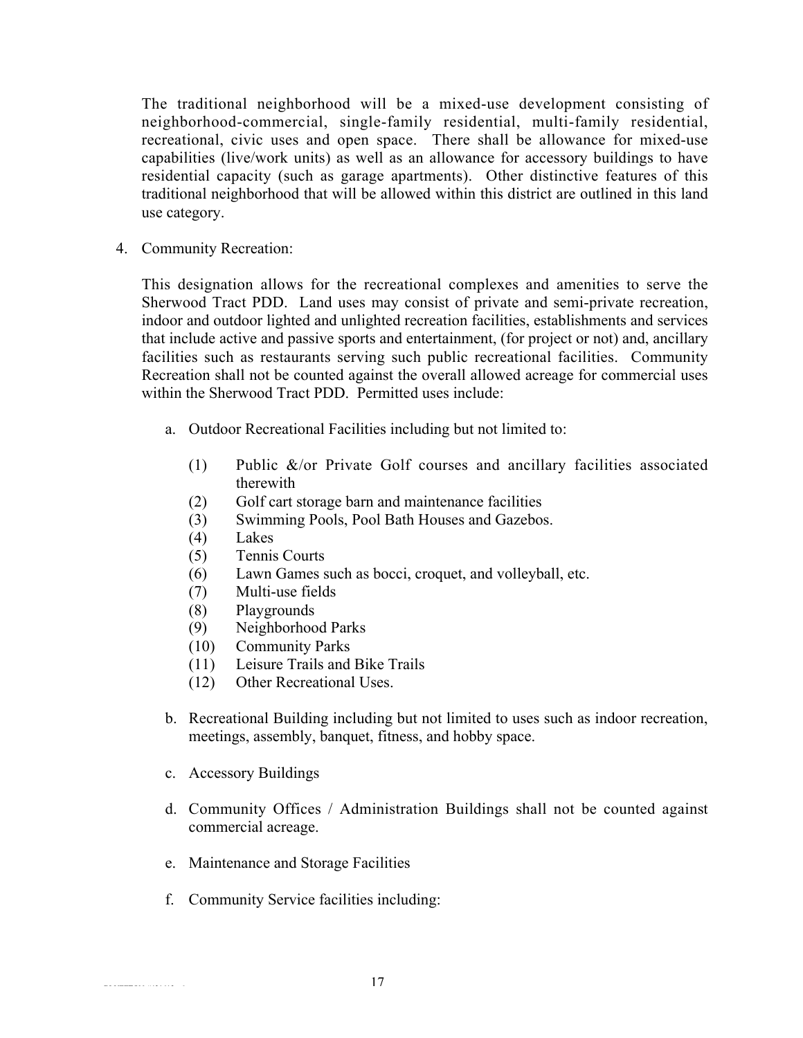The traditional neighborhood will be a mixed-use development consisting of neighborhood-commercial, single-family residential, multi-family residential, recreational, civic uses and open space. There shall be allowance for mixed-use capabilities (live/work units) as well as an allowance for accessory buildings to have residential capacity (such as garage apartments). Other distinctive features of this traditional neighborhood that will be allowed within this district are outlined in this land use category.

4. Community Recreation:

   This designation allows for the recreational complexes and amenities to serve the Sherwood Tract PDD. Land uses may consist of private and semi-private recreation, indoor and outdoor lighted and unlighted recreation facilities, establishments and services that include active and passive sports and entertainment, (for project or not) and, ancillary facilities such as restaurants serving such public recreational facilities. Community Recreation shall not be counted against the overall allowed acreage for commercial uses within the Sherwood Tract PDD. Permitted uses include:

   a. Outdoor Recreational Facilities including but not limited to:

      (1) Public &/or Private Golf courses and ancillary facilities associated therewith
      (2) Golf cart storage barn and maintenance facilities
      (3) Swimming Pools, Pool Bath Houses and Gazebos.
      (4) Lakes
      (5) Tennis Courts
      (6) Lawn Games such as bocci, croquet, and volleyball, etc.
      (7) Multi-use fields
      (8) Playgrounds
      (9) Neighborhood Parks
      (10) Community Parks
      (11) Leisure Trails and Bike Trails
      (12) Other Recreational Uses.

   b. Recreational Building including but not limited to uses such as indoor recreation, meetings, assembly, banquet, fitness, and hobby space.

   c. Accessory Buildings

   d. Community Offices / Administration Buildings shall not be counted against commercial acreage.

   e. Maintenance and Storage Facilities

   f. Community Service facilities including: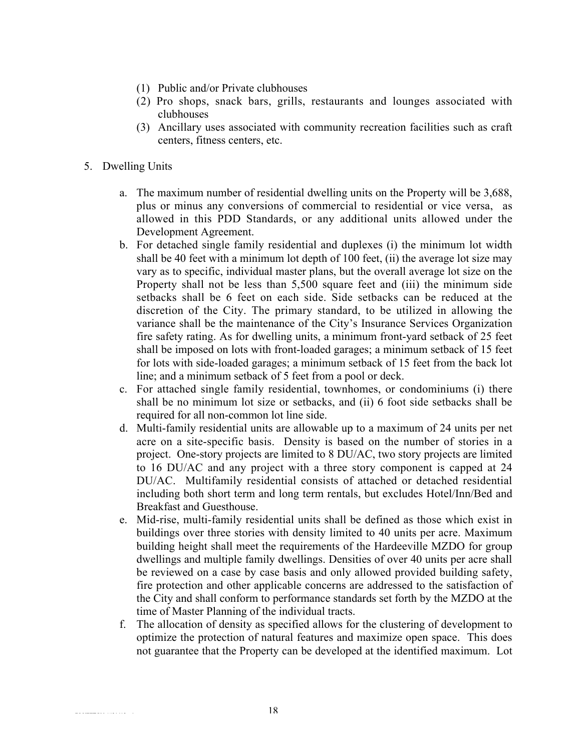(1) Public and/or Private clubhouses
(2) Pro shops, snack bars, grills, restaurants and lounges associated with clubhouses
(3) Ancillary uses associated with community recreation facilities such as craft centers, fitness centers, etc.

5. Dwelling Units

   a. The maximum number of residential dwelling units on the Property will be 3,688, plus or minus any conversions of commercial to residential or vice versa, as allowed in this PDD Standards, or any additional units allowed under the Development Agreement.
   b. For detached single family residential and duplexes (i) the minimum lot width shall be 40 feet with a minimum lot depth of 100 feet, (ii) the average lot size may vary as to specific, individual master plans, but the overall average lot size on the Property shall not be less than 5,500 square feet and (iii) the minimum side setbacks shall be 6 feet on each side. Side setbacks can be reduced at the discretion of the City. The primary standard, to be utilized in allowing the variance shall be the maintenance of the City's Insurance Services Organization fire safety rating. As for dwelling units, a minimum front-yard setback of 25 feet shall be imposed on lots with front-loaded garages; a minimum setback of 15 feet for lots with side-loaded garages; a minimum setback of 15 feet from the back lot line; and a minimum setback of 5 feet from a pool or deck.
   c. For attached single family residential, townhomes, or condominiums (i) there shall be no minimum lot size or setbacks, and (ii) 6 foot side setbacks shall be required for all non-common lot line side.
   d. Multi-family residential units are allowable up to a maximum of 24 units per net acre on a site-specific basis. Density is based on the number of stories in a project. One-story projects are limited to 8 DU/AC, two story projects are limited to 16 DU/AC and any project with a three story component is capped at 24 DU/AC. Multifamily residential consists of attached or detached residential including both short term and long term rentals, but excludes Hotel/Inn/Bed and Breakfast and Guesthouse.
   e. Mid-rise, multi-family residential units shall be defined as those which exist in buildings over three stories with density limited to 40 units per acre. Maximum building height shall meet the requirements of the Hardeeville MZDO for group dwellings and multiple family dwellings. Densities of over 40 units per acre shall be reviewed on a case by case basis and only allowed provided building safety, fire protection and other applicable concerns are addressed to the satisfaction of the City and shall conform to performance standards set forth by the MZDO at the time of Master Planning of the individual tracts.
   f. The allocation of density as specified allows for the clustering of development to optimize the protection of natural features and maximize open space. This does not guarantee that the Property can be developed at the identified maximum. Lot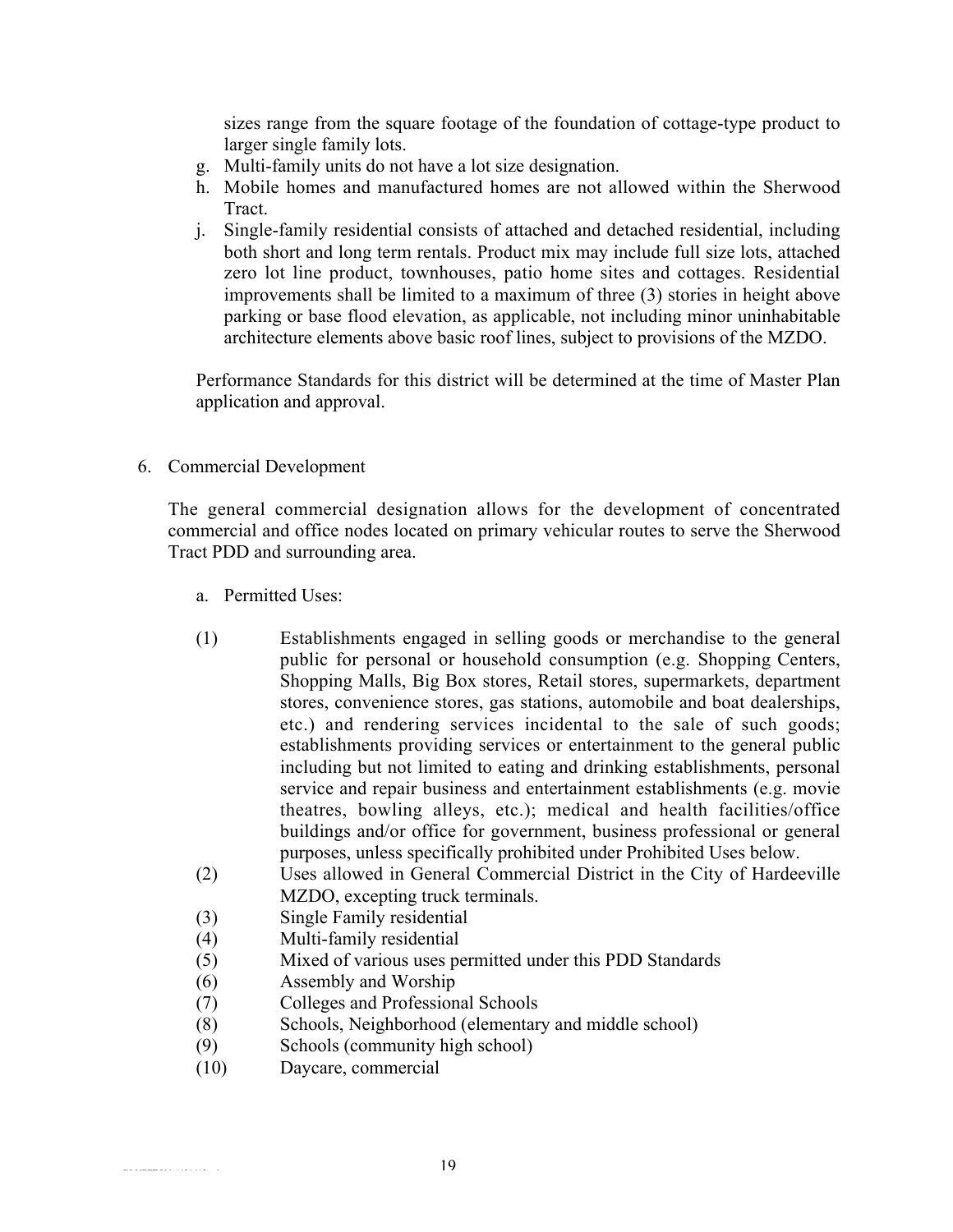sizes range from the square footage of the foundation of cottage-type product to larger single family lots.

g. Multi-family units do not have a lot size designation.
h. Mobile homes and manufactured homes are not allowed within the Sherwood Tract.
j. Single-family residential consists of attached and detached residential, including both short and long term rentals. Product mix may include full size lots, attached zero lot line product, townhouses, patio home sites and cottages. Residential improvements shall be limited to a maximum of three (3) stories in height above parking or base flood elevation, as applicable, not including minor uninhabitable architecture elements above basic roof lines, subject to provisions of the MZDO.

Performance Standards for this district will be determined at the time of Master Plan application and approval.

6. Commercial Development

The general commercial designation allows for the development of concentrated commercial and office nodes located on primary vehicular routes to serve the Sherwood Tract PDD and surrounding area.

a. Permitted Uses:

(1) Establishments engaged in selling goods or merchandise to the general public for personal or household consumption (e.g. Shopping Centers, Shopping Malls, Big Box stores, Retail stores, supermarkets, department stores, convenience stores, gas stations, automobile and boat dealerships, etc.) and rendering services incidental to the sale of such goods; establishments providing services or entertainment to the general public including but not limited to eating and drinking establishments, personal service and repair business and entertainment establishments (e.g. movie theatres, bowling alleys, etc.); medical and health facilities/office buildings and/or office for government, business professional or general purposes, unless specifically prohibited under Prohibited Uses below.

(2) Uses allowed in General Commercial District in the City of Hardeeville MZDO, excepting truck terminals.

(3) Single Family residential

(4) Multi-family residential

(5) Mixed of various uses permitted under this PDD Standards

(6) Assembly and Worship

(7) Colleges and Professional Schools

(8) Schools, Neighborhood (elementary and middle school)

(9) Schools (community high school)

(10) Daycare, commercial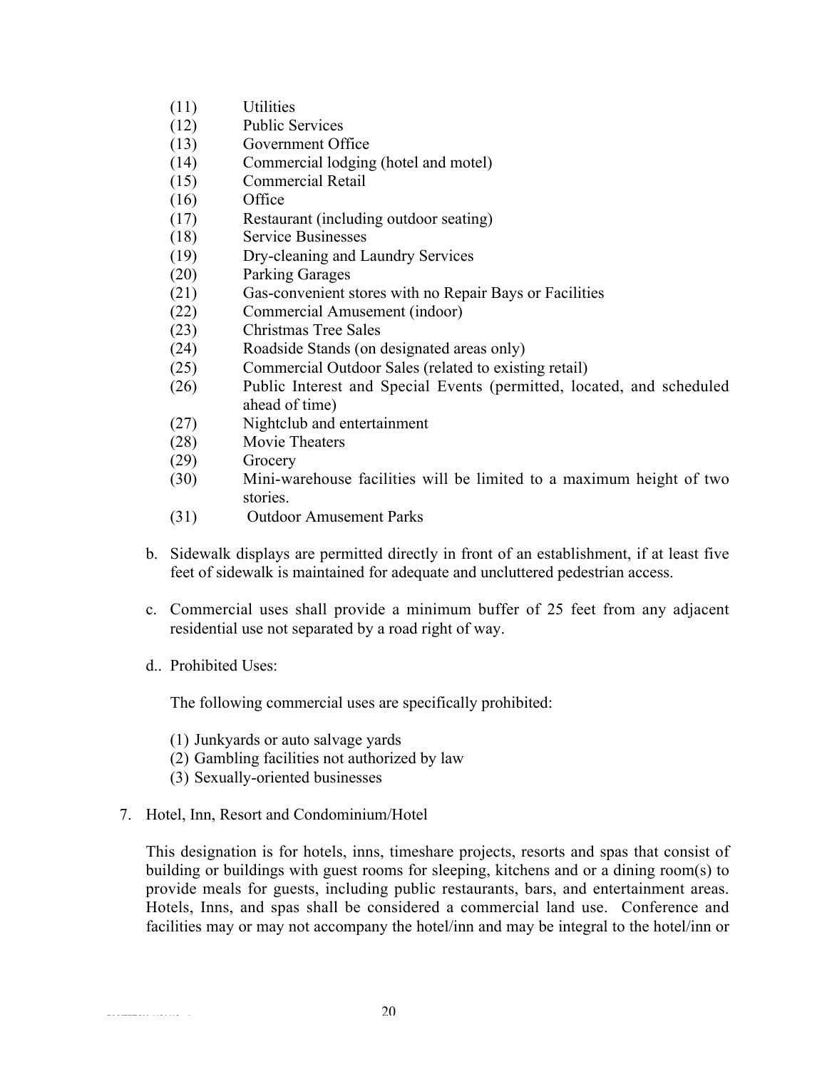(11) Utilities
(12) Public Services
(13) Government Office
(14) Commercial lodging (hotel and motel)
(15) Commercial Retail
(16) Office
(17) Restaurant (including outdoor seating)
(18) Service Businesses
(19) Dry-cleaning and Laundry Services
(20) Parking Garages
(21) Gas-convenient stores with no Repair Bays or Facilities
(22) Commercial Amusement (indoor)
(23) Christmas Tree Sales
(24) Roadside Stands (on designated areas only)
(25) Commercial Outdoor Sales (related to existing retail)
(26) Public Interest and Special Events (permitted, located, and scheduled ahead of time)
(27) Nightclub and entertainment
(28) Movie Theaters
(29) Grocery
(30) Mini-warehouse facilities will be limited to a maximum height of two stories.
(31) Outdoor Amusement Parks

b. Sidewalk displays are permitted directly in front of an establishment, if at least five feet of sidewalk is maintained for adequate and uncluttered pedestrian access.

c. Commercial uses shall provide a minimum buffer of 25 feet from any adjacent residential use not separated by a road right of way.

d.. Prohibited Uses:

The following commercial uses are specifically prohibited:

(1) Junkyards or auto salvage yards
(2) Gambling facilities not authorized by law
(3) Sexually-oriented businesses

7. Hotel, Inn, Resort and Condominium/Hotel

This designation is for hotels, inns, timeshare projects, resorts and spas that consist of building or buildings with guest rooms for sleeping, kitchens and or a dining room(s) to provide meals for guests, including public restaurants, bars, and entertainment areas. Hotels, Inns, and spas shall be considered a commercial land use. Conference and facilities may or may not accompany the hotel/inn and may be integral to the hotel/inn or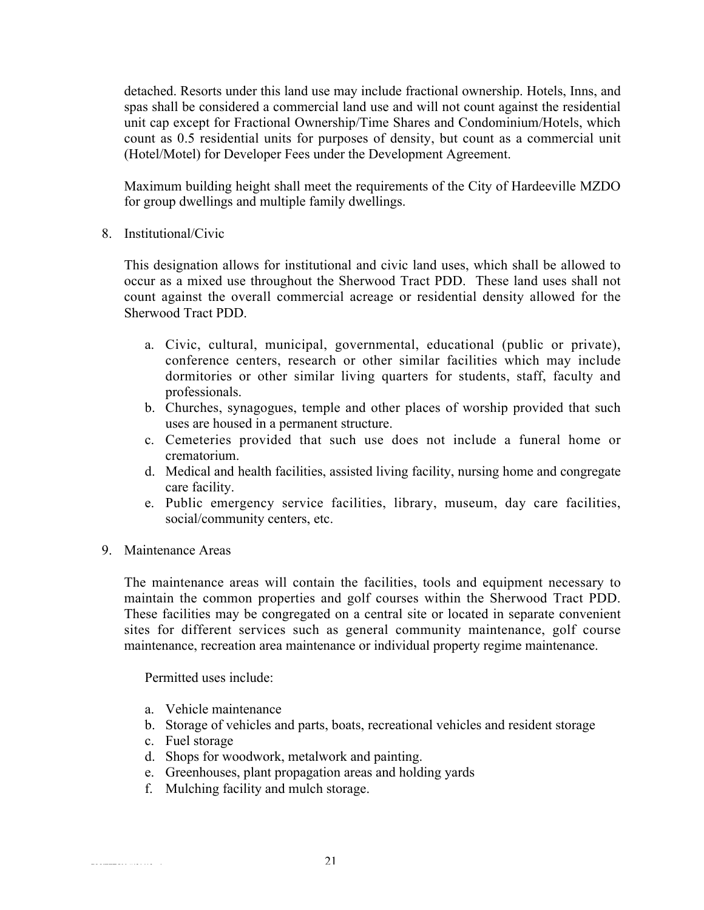detached. Resorts under this land use may include fractional ownership. Hotels, Inns, and spas shall be considered a commercial land use and will not count against the residential unit cap except for Fractional Ownership/Time Shares and Condominium/Hotels, which count as 0.5 residential units for purposes of density, but count as a commercial unit (Hotel/Motel) for Developer Fees under the Development Agreement.

Maximum building height shall meet the requirements of the City of Hardeeville MZDO for group dwellings and multiple family dwellings.

8. Institutional/Civic

   This designation allows for institutional and civic land uses, which shall be allowed to occur as a mixed use throughout the Sherwood Tract PDD. These land uses shall not count against the overall commercial acreage or residential density allowed for the Sherwood Tract PDD.

   a. Civic, cultural, municipal, governmental, educational (public or private), conference centers, research or other similar facilities which may include dormitories or other similar living quarters for students, staff, faculty and professionals.
   b. Churches, synagogues, temple and other places of worship provided that such uses are housed in a permanent structure.
   c. Cemeteries provided that such use does not include a funeral home or crematorium.
   d. Medical and health facilities, assisted living facility, nursing home and congregate care facility.
   e. Public emergency service facilities, library, museum, day care facilities, social/community centers, etc.

9. Maintenance Areas

   The maintenance areas will contain the facilities, tools and equipment necessary to maintain the common properties and golf courses within the Sherwood Tract PDD. These facilities may be congregated on a central site or located in separate convenient sites for different services such as general community maintenance, golf course maintenance, recreation area maintenance or individual property regime maintenance.

   Permitted uses include:

   a. Vehicle maintenance
   b. Storage of vehicles and parts, boats, recreational vehicles and resident storage
   c. Fuel storage
   d. Shops for woodwork, metalwork and painting.
   e. Greenhouses, plant propagation areas and holding yards
   f. Mulching facility and mulch storage.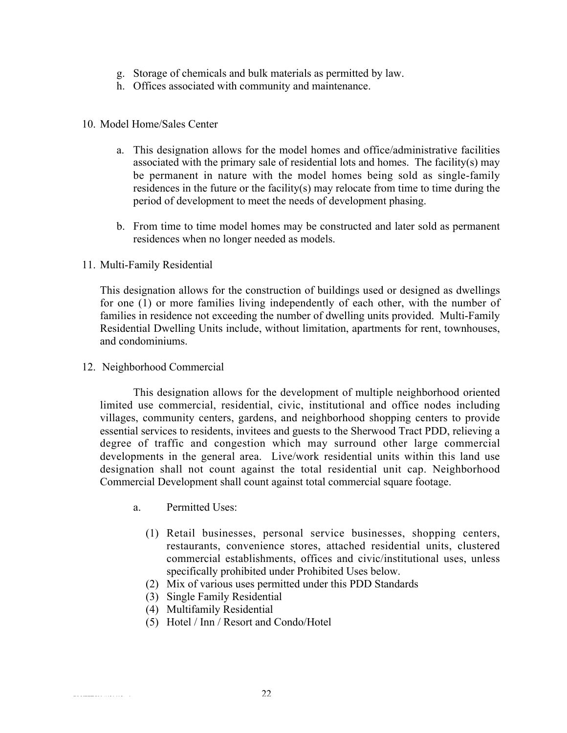g. Storage of chemicals and bulk materials as permitted by law.
h. Offices associated with community and maintenance.

10. Model Home/Sales Center

    a. This designation allows for the model homes and office/administrative facilities associated with the primary sale of residential lots and homes. The facility(s) may be permanent in nature with the model homes being sold as single-family residences in the future or the facility(s) may relocate from time to time during the period of development to meet the needs of development phasing.

    b. From time to time model homes may be constructed and later sold as permanent residences when no longer needed as models.

11. Multi-Family Residential

    This designation allows for the construction of buildings used or designed as dwellings for one (1) or more families living independently of each other, with the number of families in residence not exceeding the number of dwelling units provided. Multi-Family Residential Dwelling Units include, without limitation, apartments for rent, townhouses, and condominiums.

12. Neighborhood Commercial

    This designation allows for the development of multiple neighborhood oriented limited use commercial, residential, civic, institutional and office nodes including villages, community centers, gardens, and neighborhood shopping centers to provide essential services to residents, invitees and guests to the Sherwood Tract PDD, relieving a degree of traffic and congestion which may surround other large commercial developments in the general area. Live/work residential units within this land use designation shall not count against the total residential unit cap. Neighborhood Commercial Development shall count against total commercial square footage.

    a. Permitted Uses:

       (1) Retail businesses, personal service businesses, shopping centers, restaurants, convenience stores, attached residential units, clustered commercial establishments, offices and civic/institutional uses, unless specifically prohibited under Prohibited Uses below.
       (2) Mix of various uses permitted under this PDD Standards
       (3) Single Family Residential
       (4) Multifamily Residential
       (5) Hotel / Inn / Resort and Condo/Hotel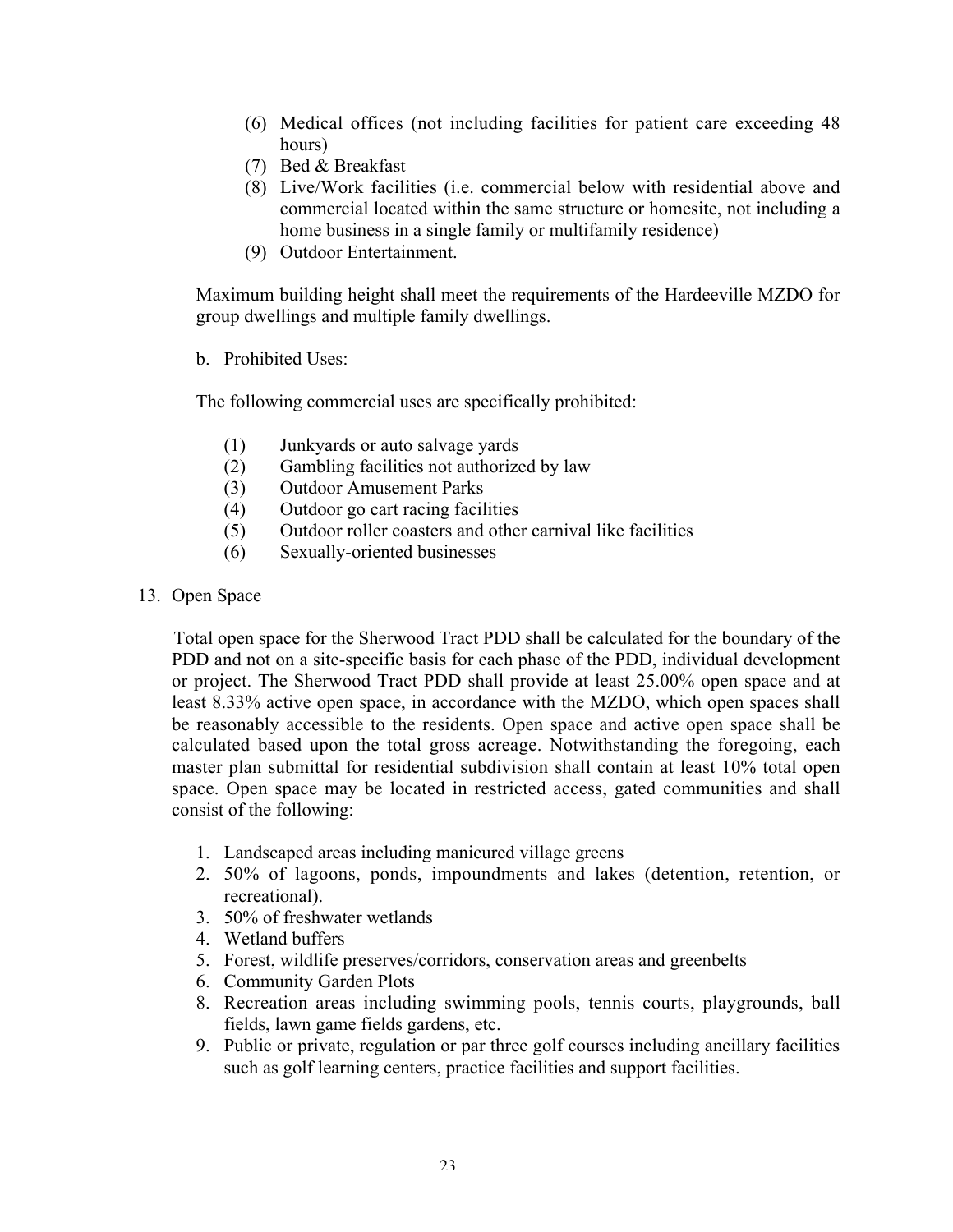(6) Medical offices (not including facilities for patient care exceeding 48 hours)
(7) Bed & Breakfast
(8) Live/Work facilities (i.e. commercial below with residential above and commercial located within the same structure or homesite, not including a home business in a single family or multifamily residence)
(9) Outdoor Entertainment.

Maximum building height shall meet the requirements of the Hardeeville MZDO for group dwellings and multiple family dwellings.

b. Prohibited Uses:

The following commercial uses are specifically prohibited:

(1) Junkyards or auto salvage yards
(2) Gambling facilities not authorized by law
(3) Outdoor Amusement Parks
(4) Outdoor go cart racing facilities
(5) Outdoor roller coasters and other carnival like facilities
(6) Sexually-oriented businesses

13. Open Space

Total open space for the Sherwood Tract PDD shall be calculated for the boundary of the PDD and not on a site-specific basis for each phase of the PDD, individual development or project. The Sherwood Tract PDD shall provide at least 25.00% open space and at least 8.33% active open space, in accordance with the MZDO, which open spaces shall be reasonably accessible to the residents. Open space and active open space shall be calculated based upon the total gross acreage. Notwithstanding the foregoing, each master plan submittal for residential subdivision shall contain at least 10% total open space. Open space may be located in restricted access, gated communities and shall consist of the following:

1. Landscaped areas including manicured village greens
2. 50% of lagoons, ponds, impoundments and lakes (detention, retention, or recreational).
3. 50% of freshwater wetlands
4. Wetland buffers
5. Forest, wildlife preserves/corridors, conservation areas and greenbelts
6. Community Garden Plots
8. Recreation areas including swimming pools, tennis courts, playgrounds, ball fields, lawn game fields gardens, etc.
9. Public or private, regulation or par three golf courses including ancillary facilities such as golf learning centers, practice facilities and support facilities.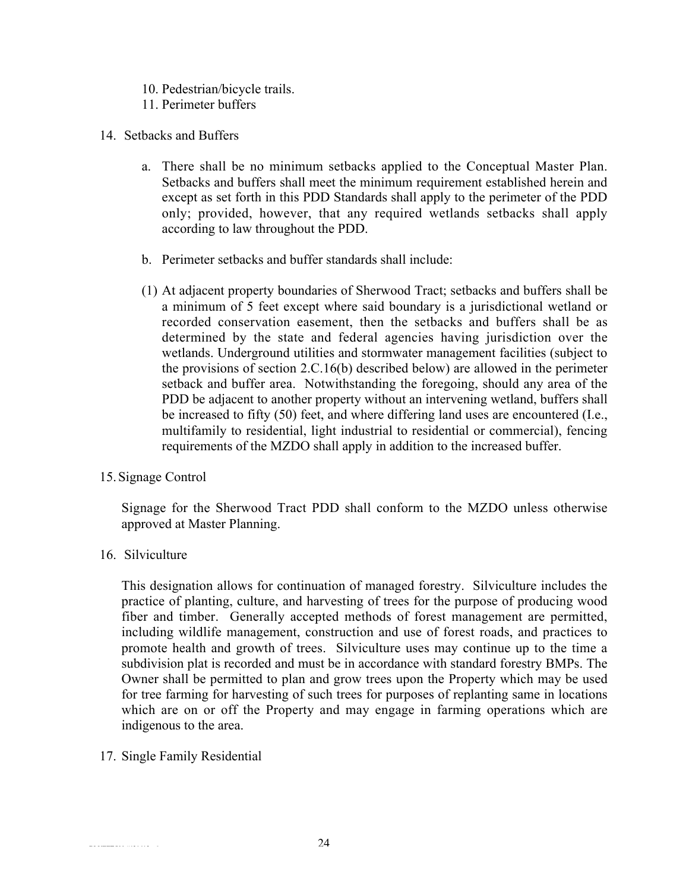10. Pedestrian/bicycle trails.
11. Perimeter buffers

14. Setbacks and Buffers

    a. There shall be no minimum setbacks applied to the Conceptual Master Plan. Setbacks and buffers shall meet the minimum requirement established herein and except as set forth in this PDD Standards shall apply to the perimeter of the PDD only; provided, however, that any required wetlands setbacks shall apply according to law throughout the PDD.

    b. Perimeter setbacks and buffer standards shall include:

    (1) At adjacent property boundaries of Sherwood Tract; setbacks and buffers shall be a minimum of 5 feet except where said boundary is a jurisdictional wetland or recorded conservation easement, then the setbacks and buffers shall be as determined by the state and federal agencies having jurisdiction over the wetlands. Underground utilities and stormwater management facilities (subject to the provisions of section 2.C.16(b) described below) are allowed in the perimeter setback and buffer area. Notwithstanding the foregoing, should any area of the PDD be adjacent to another property without an intervening wetland, buffers shall be increased to fifty (50) feet, and where differing land uses are encountered (I.e., multifamily to residential, light industrial to residential or commercial), fencing requirements of the MZDO shall apply in addition to the increased buffer.

15. Signage Control

    Signage for the Sherwood Tract PDD shall conform to the MZDO unless otherwise approved at Master Planning.

16. Silviculture

    This designation allows for continuation of managed forestry. Silviculture includes the practice of planting, culture, and harvesting of trees for the purpose of producing wood fiber and timber. Generally accepted methods of forest management are permitted, including wildlife management, construction and use of forest roads, and practices to promote health and growth of trees. Silviculture uses may continue up to the time a subdivision plat is recorded and must be in accordance with standard forestry BMPs. The Owner shall be permitted to plan and grow trees upon the Property which may be used for tree farming for harvesting of such trees for purposes of replanting same in locations which are on or off the Property and may engage in farming operations which are indigenous to the area.

17. Single Family Residential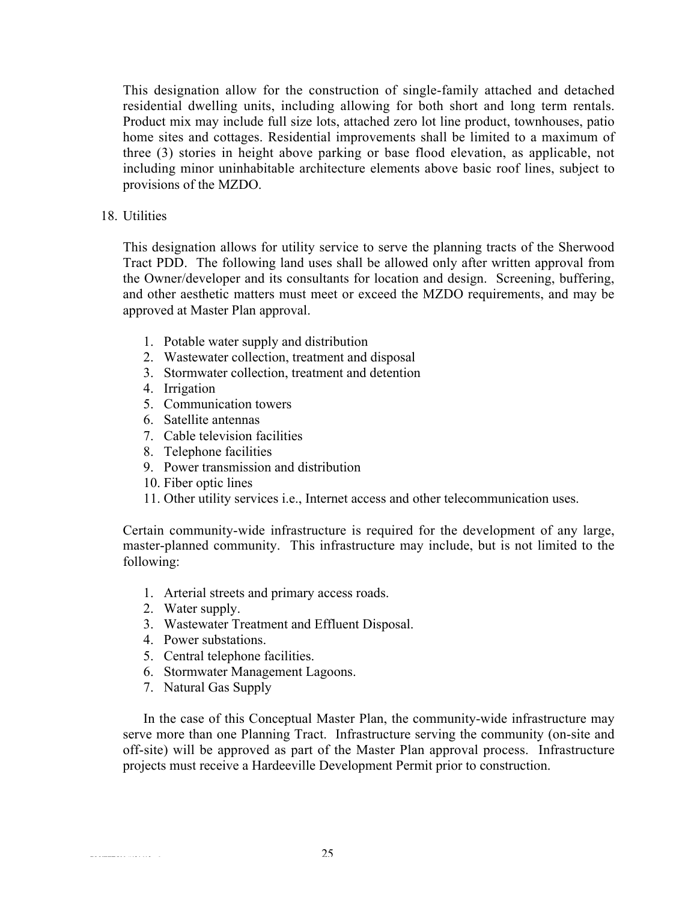This designation allow for the construction of single-family attached and detached residential dwelling units, including allowing for both short and long term rentals. Product mix may include full size lots, attached zero lot line product, townhouses, patio home sites and cottages. Residential improvements shall be limited to a maximum of three (3) stories in height above parking or base flood elevation, as applicable, not including minor uninhabitable architecture elements above basic roof lines, subject to provisions of the MZDO.

18. Utilities

    This designation allows for utility service to serve the planning tracts of the Sherwood Tract PDD. The following land uses shall be allowed only after written approval from the Owner/developer and its consultants for location and design. Screening, buffering, and other aesthetic matters must meet or exceed the MZDO requirements, and may be approved at Master Plan approval.

    1. Potable water supply and distribution
    2. Wastewater collection, treatment and disposal
    3. Stormwater collection, treatment and detention
    4. Irrigation
    5. Communication towers
    6. Satellite antennas
    7. Cable television facilities
    8. Telephone facilities
    9. Power transmission and distribution
    10. Fiber optic lines
    11. Other utility services i.e., Internet access and other telecommunication uses.

    Certain community-wide infrastructure is required for the development of any large, master-planned community. This infrastructure may include, but is not limited to the following:

    1. Arterial streets and primary access roads.
    2. Water supply.
    3. Wastewater Treatment and Effluent Disposal.
    4. Power substations.
    5. Central telephone facilities.
    6. Stormwater Management Lagoons.
    7. Natural Gas Supply

    In the case of this Conceptual Master Plan, the community-wide infrastructure may serve more than one Planning Tract. Infrastructure serving the community (on-site and off-site) will be approved as part of the Master Plan approval process. Infrastructure projects must receive a Hardeeville Development Permit prior to construction.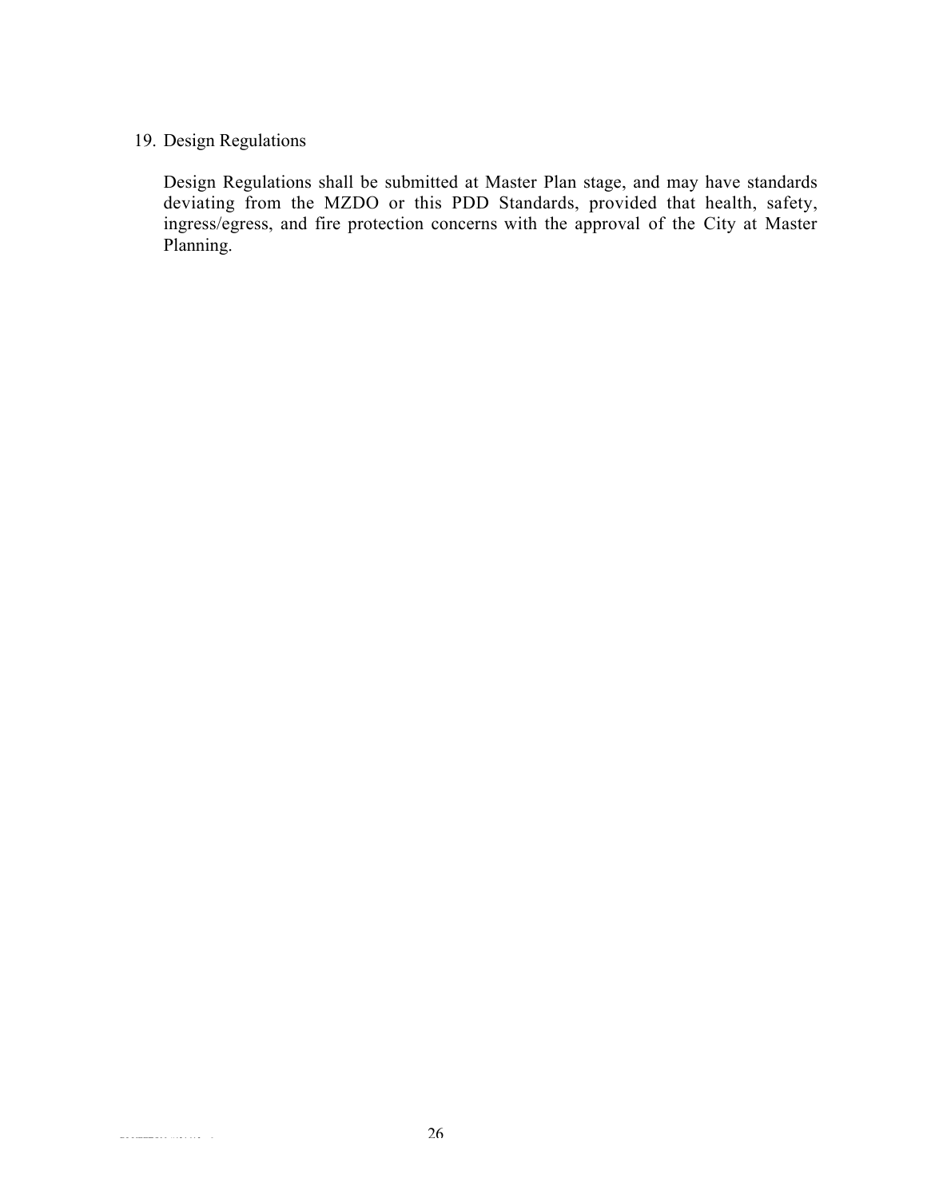19. Design Regulations

    Design Regulations shall be submitted at Master Plan stage, and may have standards deviating from the MZDO or this PDD Standards, provided that health, safety, ingress/egress, and fire protection concerns with the approval of the City at Master Planning.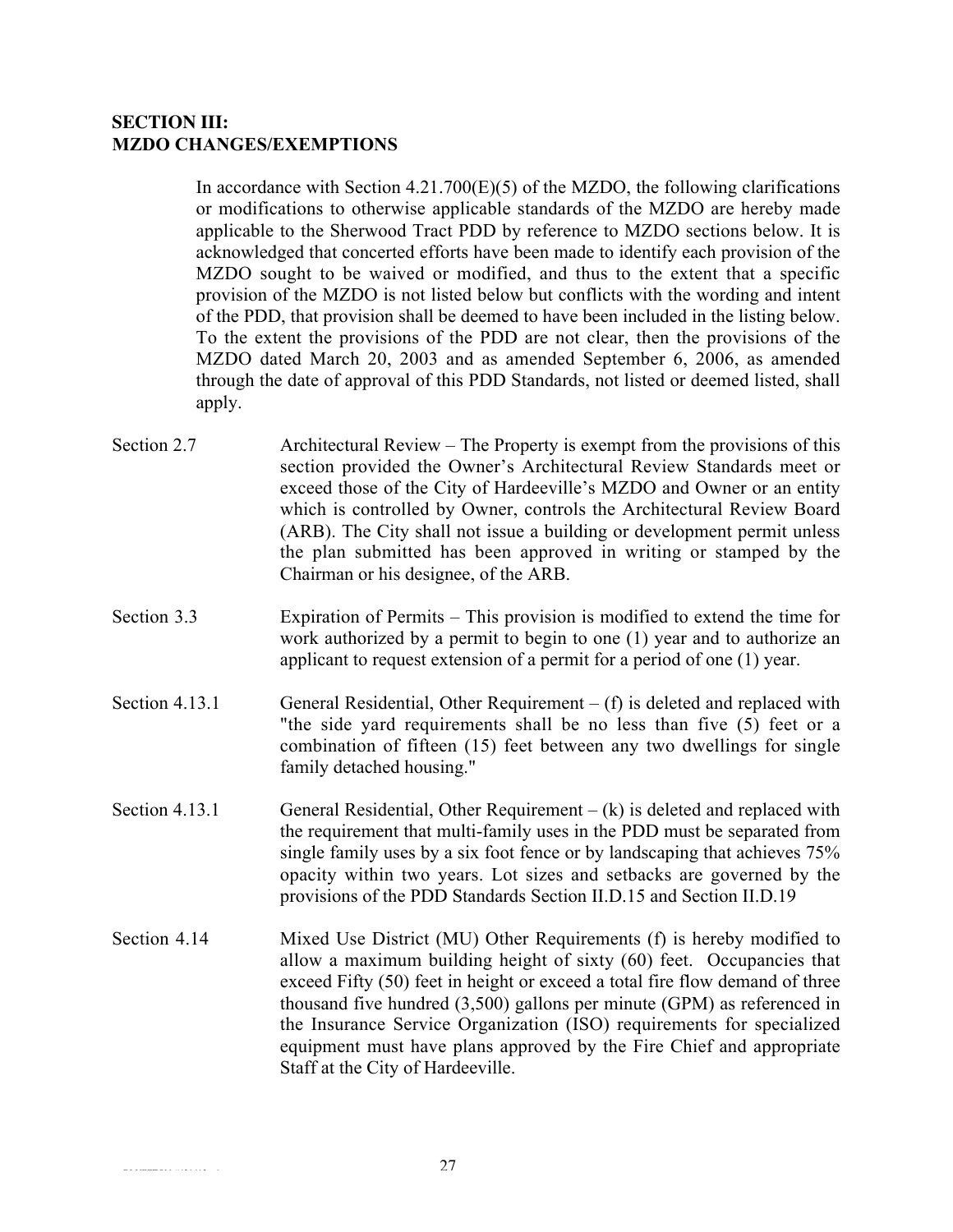## SECTION III:
## MZDO CHANGES/EXEMPTIONS

In accordance with Section 4.21.700(E)(5) of the MZDO, the following clarifications or modifications to otherwise applicable standards of the MZDO are hereby made applicable to the Sherwood Tract PDD by reference to MZDO sections below. It is acknowledged that concerted efforts have been made to identify each provision of the MZDO sought to be waived or modified, and thus to the extent that a specific provision of the MZDO is not listed below but conflicts with the wording and intent of the PDD, that provision shall be deemed to have been included in the listing below. To the extent the provisions of the PDD are not clear, then the provisions of the MZDO dated March 20, 2003 and as amended September 6, 2006, as amended through the date of approval of this PDD Standards, not listed or deemed listed, shall apply.

**Section 2.7** — Architectural Review – The Property is exempt from the provisions of this section provided the Owner's Architectural Review Standards meet or exceed those of the City of Hardeeville's MZDO and Owner or an entity which is controlled by Owner, controls the Architectural Review Board (ARB). The City shall not issue a building or development permit unless the plan submitted has been approved in writing or stamped by the Chairman or his designee, of the ARB.

**Section 3.3** — Expiration of Permits – This provision is modified to extend the time for work authorized by a permit to begin to one (1) year and to authorize an applicant to request extension of a permit for a period of one (1) year.

**Section 4.13.1** — General Residential, Other Requirement – (f) is deleted and replaced with "the side yard requirements shall be no less than five (5) feet or a combination of fifteen (15) feet between any two dwellings for single family detached housing."

**Section 4.13.1** — General Residential, Other Requirement – (k) is deleted and replaced with the requirement that multi-family uses in the PDD must be separated from single family uses by a six foot fence or by landscaping that achieves 75% opacity within two years. Lot sizes and setbacks are governed by the provisions of the PDD Standards Section II.D.15 and Section II.D.19

**Section 4.14** — Mixed Use District (MU) Other Requirements (f) is hereby modified to allow a maximum building height of sixty (60) feet. Occupancies that exceed Fifty (50) feet in height or exceed a total fire flow demand of three thousand five hundred (3,500) gallons per minute (GPM) as referenced in the Insurance Service Organization (ISO) requirements for specialized equipment must have plans approved by the Fire Chief and appropriate Staff at the City of Hardeeville.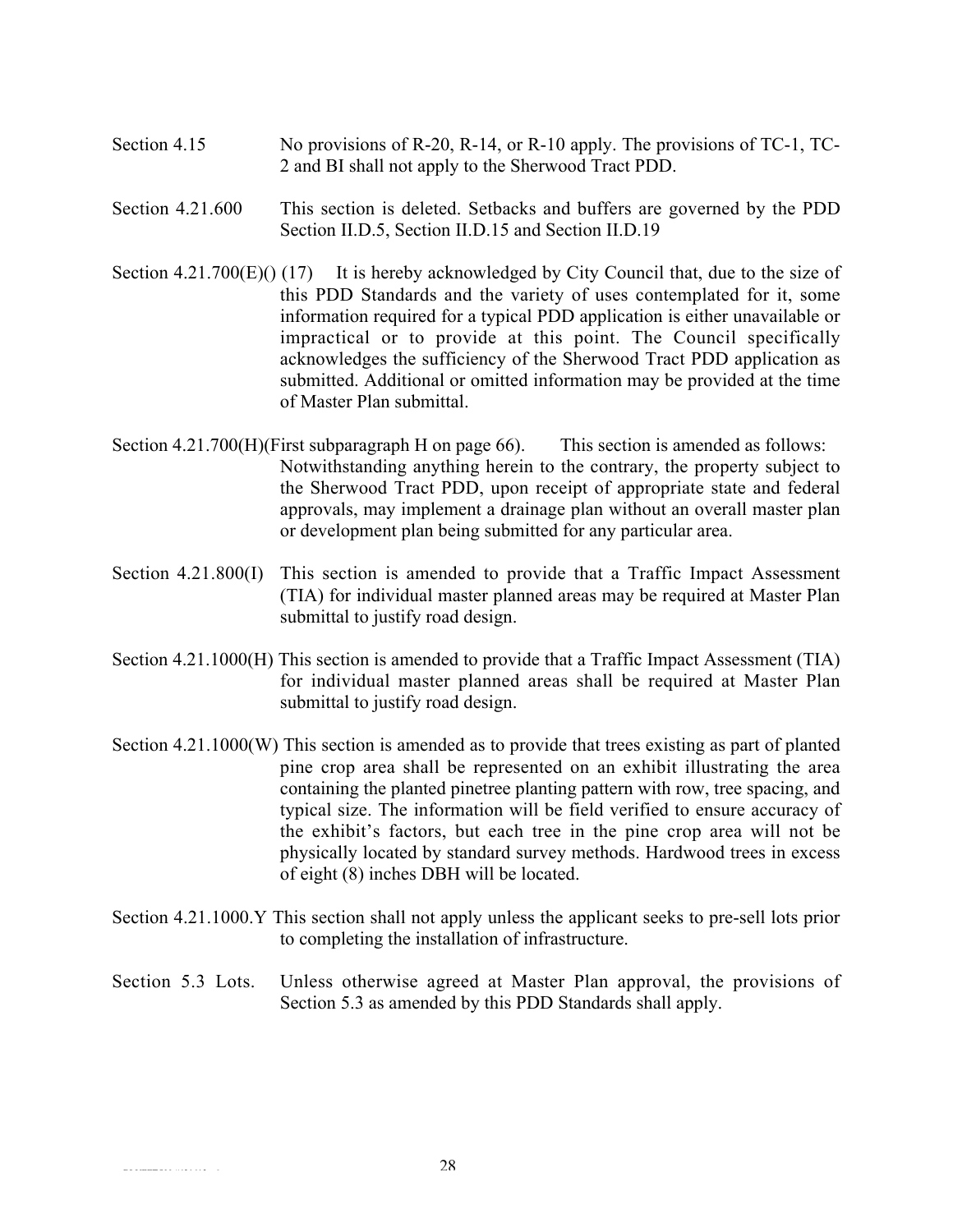Section 4.15 No provisions of R-20, R-14, or R-10 apply. The provisions of TC-1, TC-2 and BI shall not apply to the Sherwood Tract PDD.

Section 4.21.600 This section is deleted. Setbacks and buffers are governed by the PDD Section II.D.5, Section II.D.15 and Section II.D.19

Section 4.21.700(E)() (17) It is hereby acknowledged by City Council that, due to the size of this PDD Standards and the variety of uses contemplated for it, some information required for a typical PDD application is either unavailable or impractical or to provide at this point. The Council specifically acknowledges the sufficiency of the Sherwood Tract PDD application as submitted. Additional or omitted information may be provided at the time of Master Plan submittal.

Section 4.21.700(H)(First subparagraph H on page 66). This section is amended as follows: Notwithstanding anything herein to the contrary, the property subject to the Sherwood Tract PDD, upon receipt of appropriate state and federal approvals, may implement a drainage plan without an overall master plan or development plan being submitted for any particular area.

Section 4.21.800(I) This section is amended to provide that a Traffic Impact Assessment (TIA) for individual master planned areas may be required at Master Plan submittal to justify road design.

Section 4.21.1000(H) This section is amended to provide that a Traffic Impact Assessment (TIA) for individual master planned areas shall be required at Master Plan submittal to justify road design.

Section 4.21.1000(W) This section is amended as to provide that trees existing as part of planted pine crop area shall be represented on an exhibit illustrating the area containing the planted pinetree planting pattern with row, tree spacing, and typical size. The information will be field verified to ensure accuracy of the exhibit's factors, but each tree in the pine crop area will not be physically located by standard survey methods. Hardwood trees in excess of eight (8) inches DBH will be located.

Section 4.21.1000.Y This section shall not apply unless the applicant seeks to pre-sell lots prior to completing the installation of infrastructure.

Section 5.3 Lots. Unless otherwise agreed at Master Plan approval, the provisions of Section 5.3 as amended by this PDD Standards shall apply.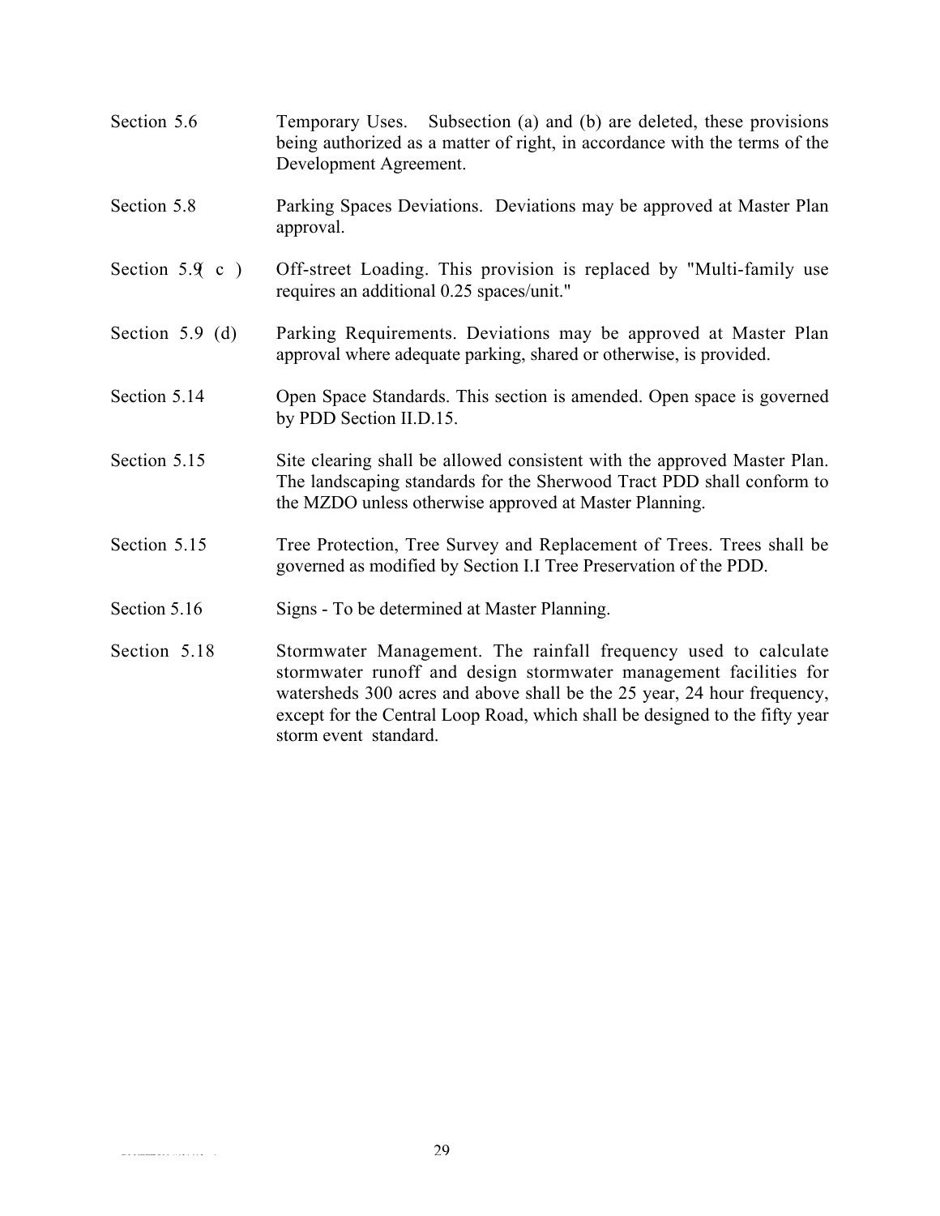Section 5.6 Temporary Uses. Subsection (a) and (b) are deleted, these provisions being authorized as a matter of right, in accordance with the terms of the Development Agreement.

Section 5.8 Parking Spaces Deviations. Deviations may be approved at Master Plan approval.

Section 5.9 (c) Off-street Loading. This provision is replaced by "Multi-family use requires an additional 0.25 spaces/unit."

Section 5.9 (d) Parking Requirements. Deviations may be approved at Master Plan approval where adequate parking, shared or otherwise, is provided.

Section 5.14 Open Space Standards. This section is amended. Open space is governed by PDD Section II.D.15.

Section 5.15 Site clearing shall be allowed consistent with the approved Master Plan. The landscaping standards for the Sherwood Tract PDD shall conform to the MZDO unless otherwise approved at Master Planning.

Section 5.15 Tree Protection, Tree Survey and Replacement of Trees. Trees shall be governed as modified by Section I.I Tree Preservation of the PDD.

Section 5.16 Signs - To be determined at Master Planning.

Section 5.18 Stormwater Management. The rainfall frequency used to calculate stormwater runoff and design stormwater management facilities for watersheds 300 acres and above shall be the 25 year, 24 hour frequency, except for the Central Loop Road, which shall be designed to the fifty year storm event standard.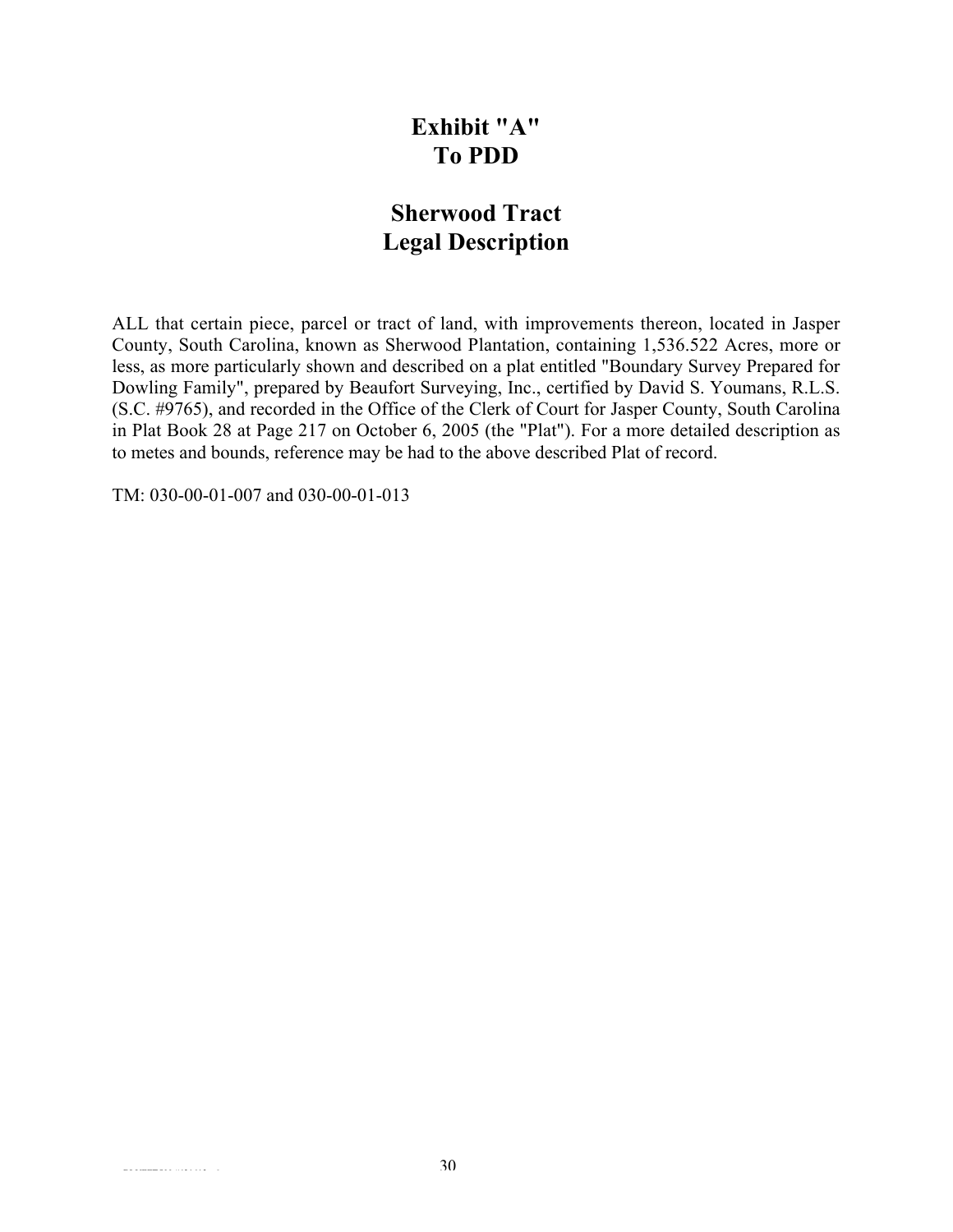# Exhibit "A"
# To PDD

## Sherwood Tract
## Legal Description

ALL that certain piece, parcel or tract of land, with improvements thereon, located in Jasper County, South Carolina, known as Sherwood Plantation, containing 1,536.522 Acres, more or less, as more particularly shown and described on a plat entitled "Boundary Survey Prepared for Dowling Family", prepared by Beaufort Surveying, Inc., certified by David S. Youmans, R.L.S. (S.C. #9765), and recorded in the Office of the Clerk of Court for Jasper County, South Carolina in Plat Book 28 at Page 217 on October 6, 2005 (the "Plat"). For a more detailed description as to metes and bounds, reference may be had to the above described Plat of record.

TM: 030-00-01-007 and 030-00-01-013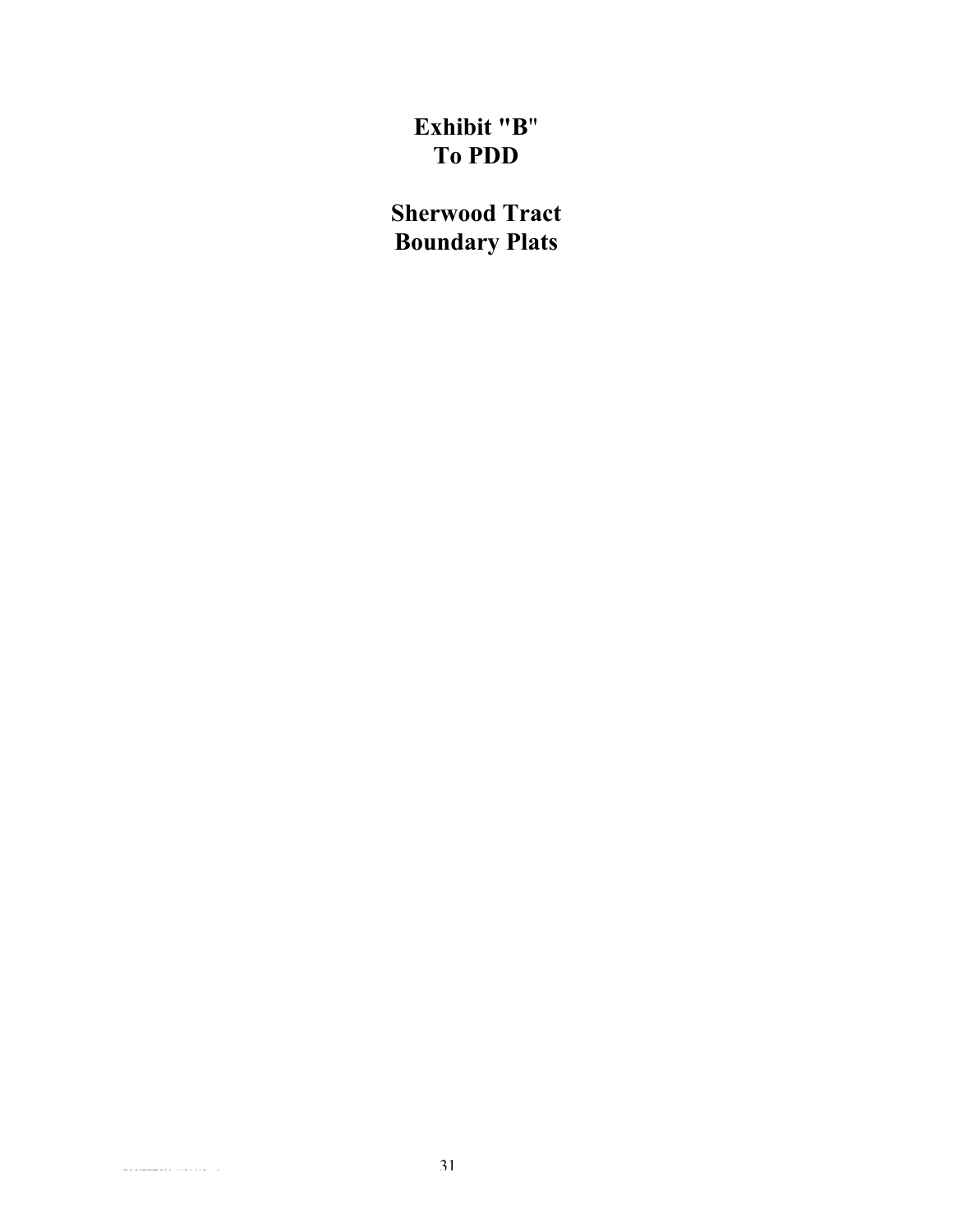# Exhibit "B"
# To PDD

# Sherwood Tract
# Boundary Plats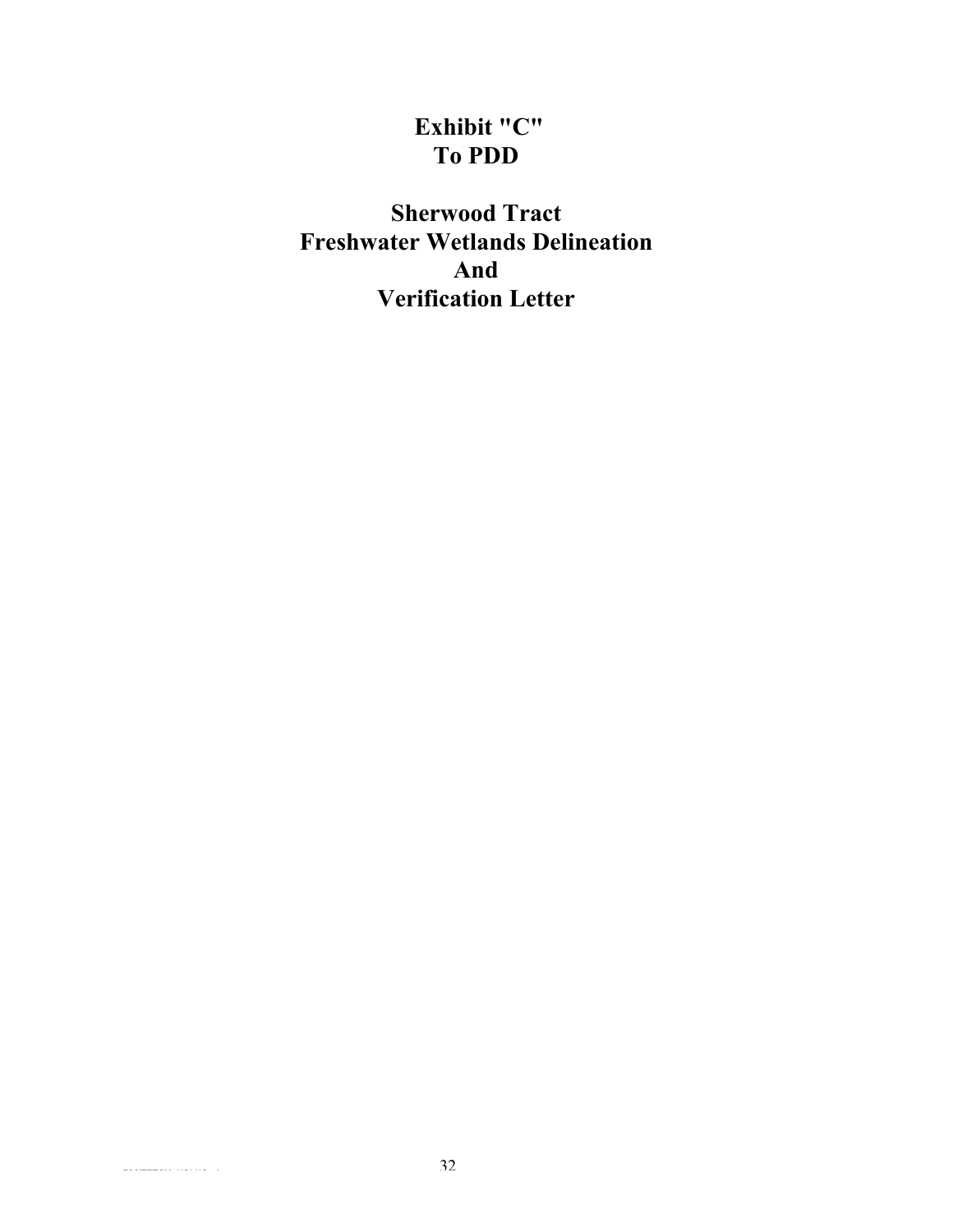# Exhibit "C"
# To PDD

# Sherwood Tract
# Freshwater Wetlands Delineation
# And
# Verification Letter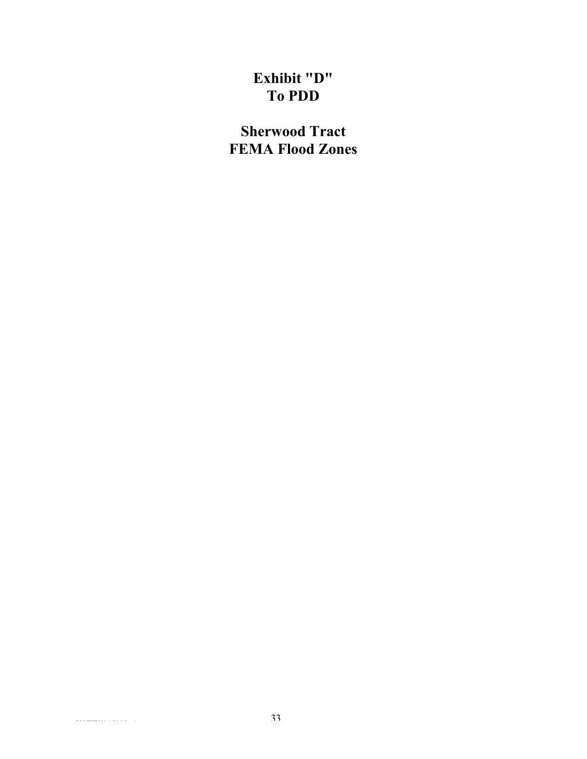**Exhibit "D"**
**To PDD**

**Sherwood Tract**
**FEMA Flood Zones**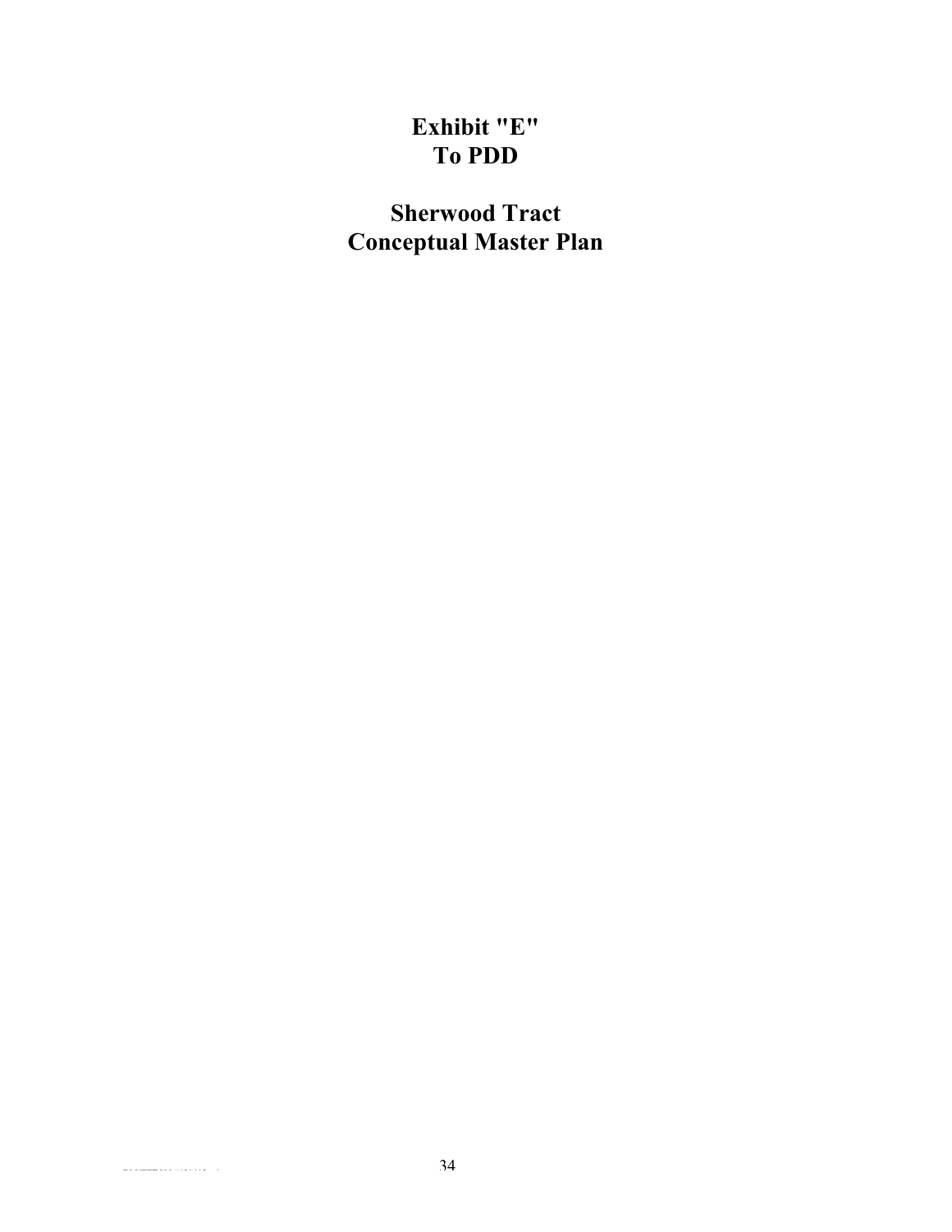# Exhibit "E"
# To PDD

# Sherwood Tract
# Conceptual Master Plan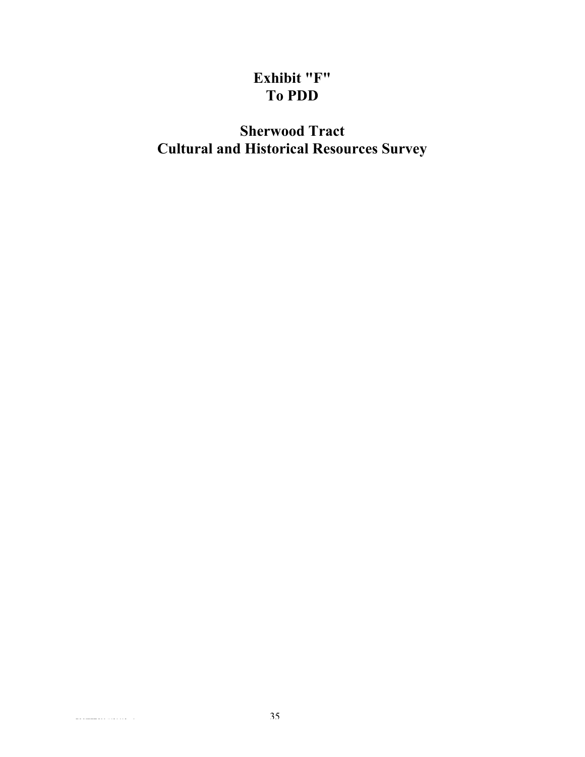# Exhibit "F"
# To PDD

# Sherwood Tract
# Cultural and Historical Resources Survey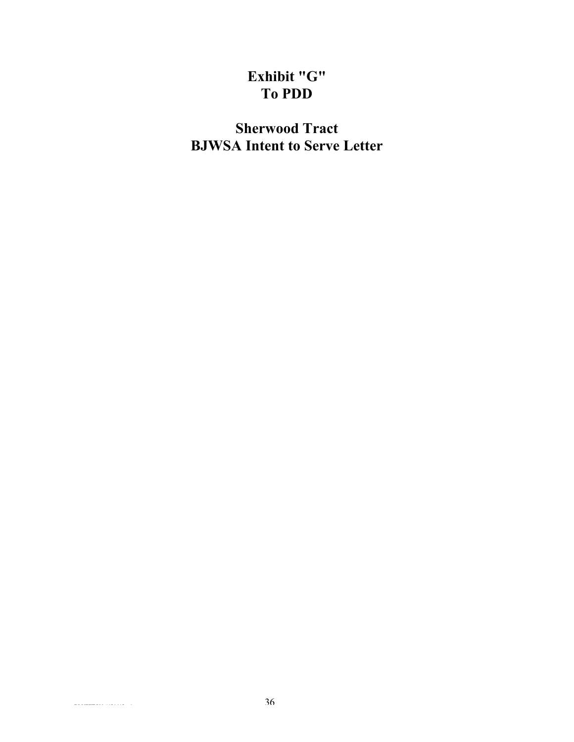# Exhibit "G"
# To PDD

## Sherwood Tract
## BJWSA Intent to Serve Letter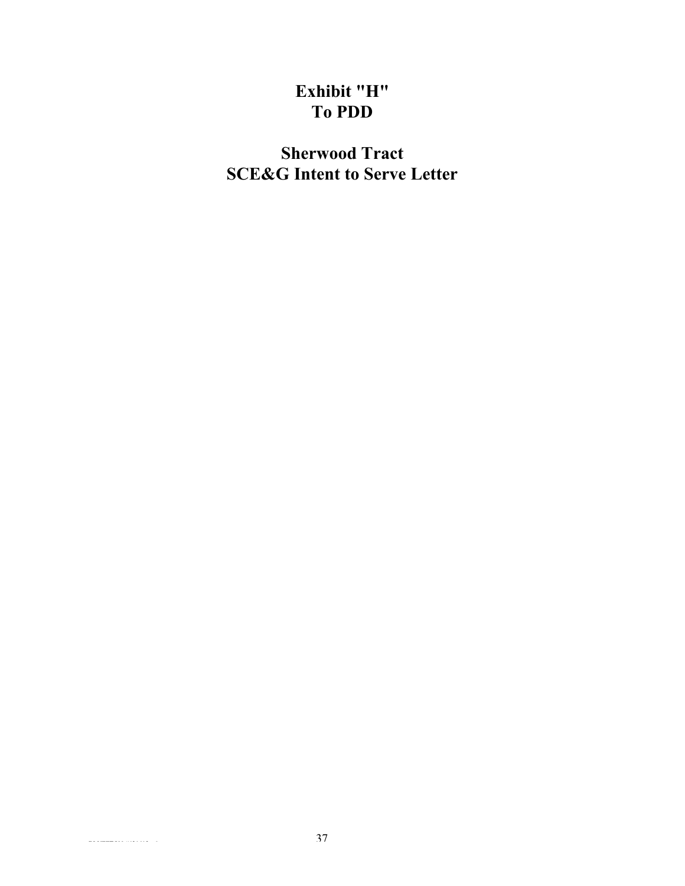# Exhibit "H"
# To PDD

## Sherwood Tract
## SCE&G Intent to Serve Letter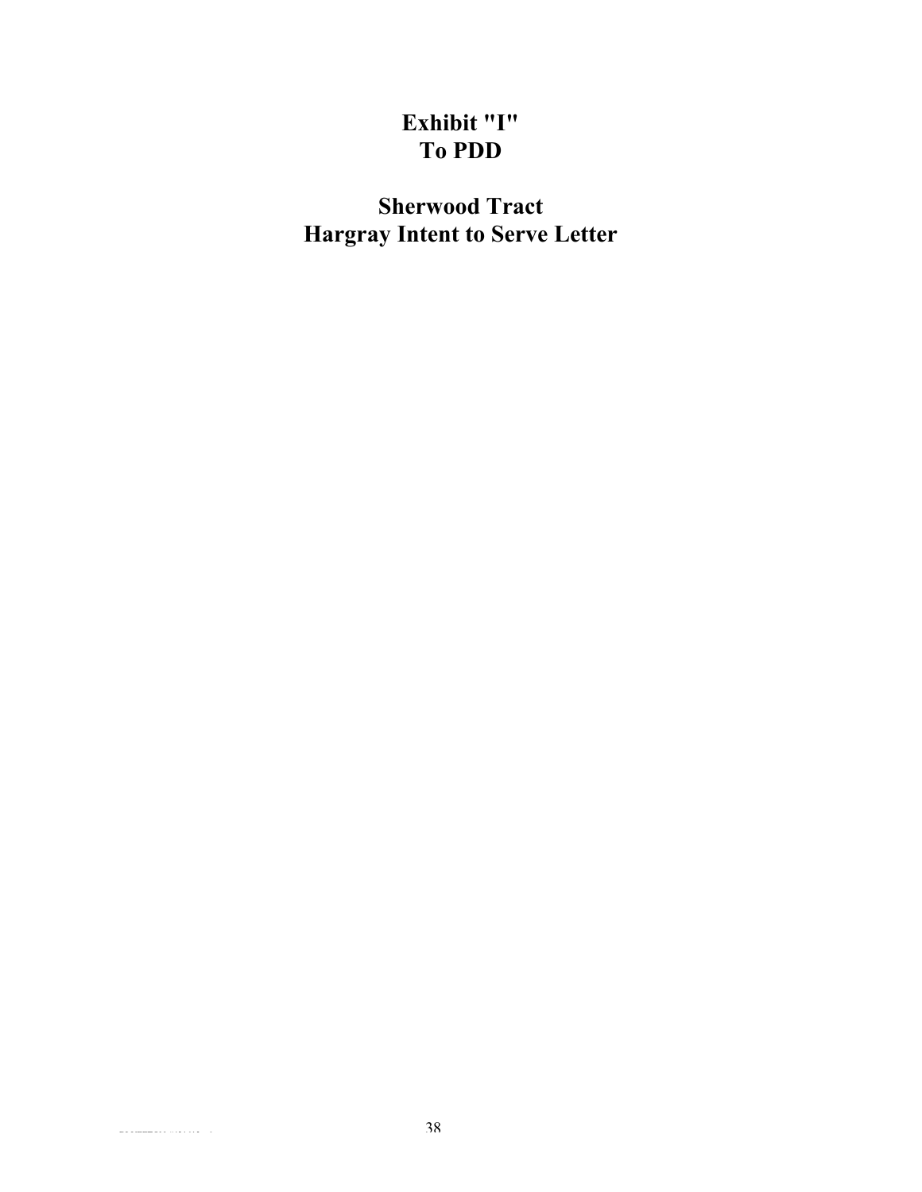# Exhibit "I"
# To PDD

# Sherwood Tract
# Hargray Intent to Serve Letter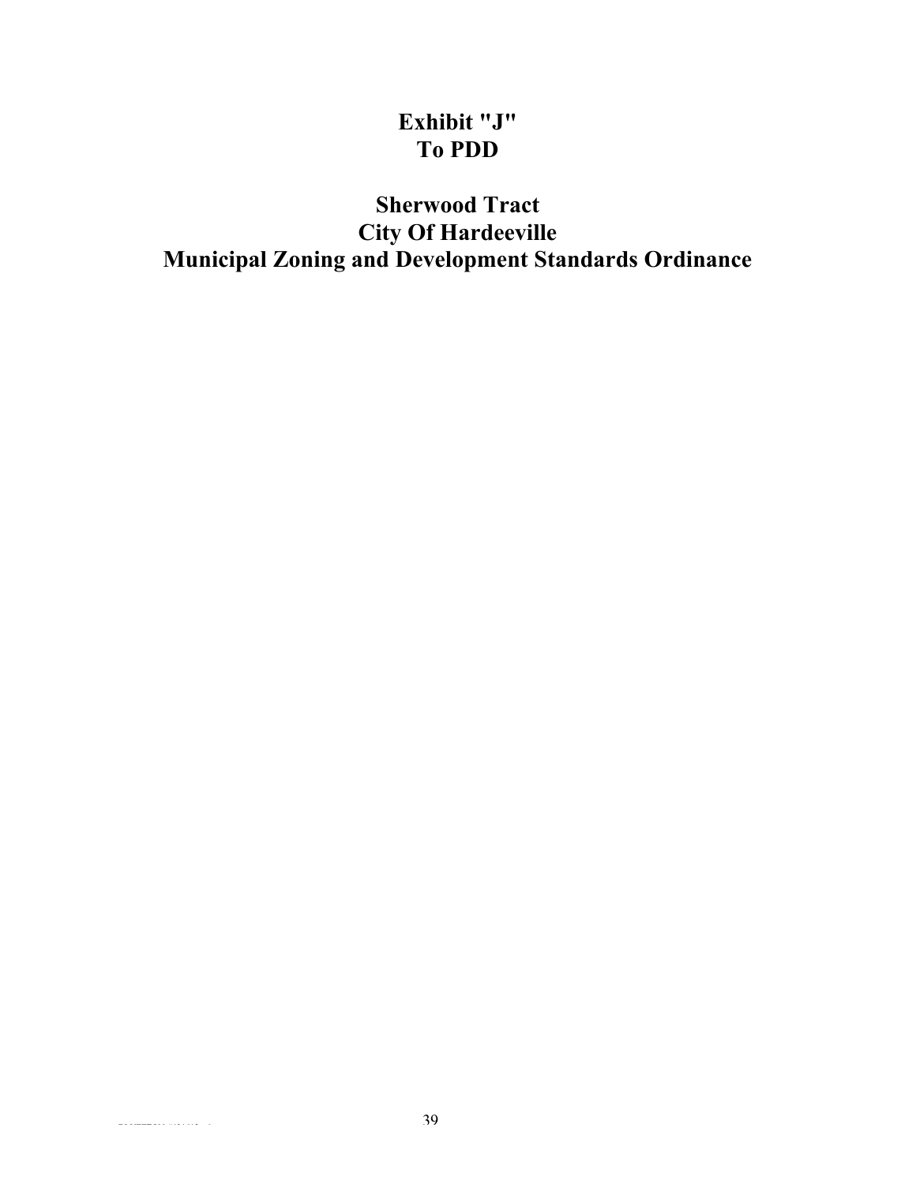# Exhibit "J"
# To PDD

# Sherwood Tract
# City Of Hardeeville
# Municipal Zoning and Development Standards Ordinance